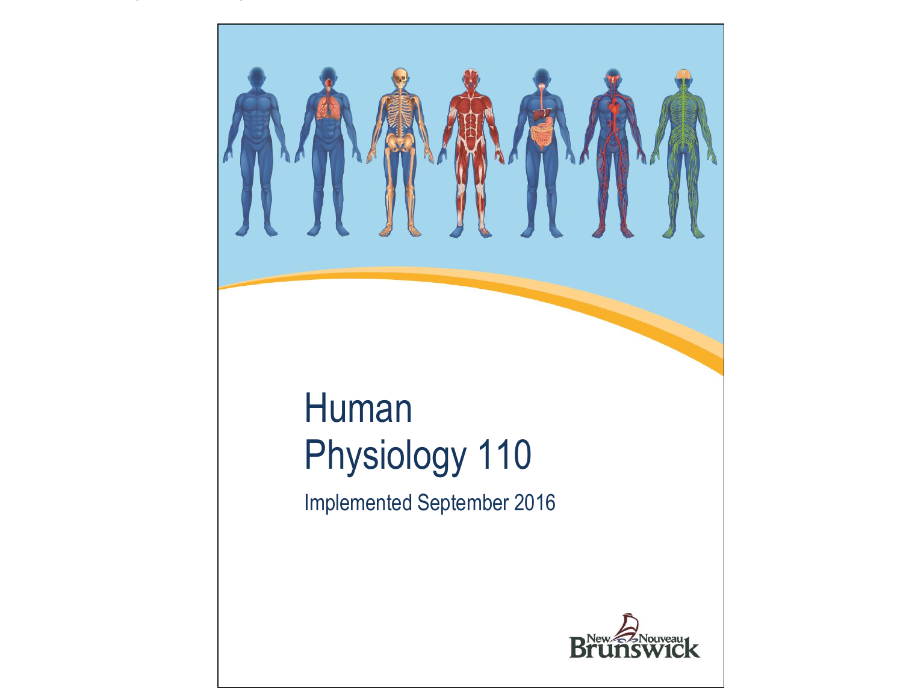# Human Physiology 110

Implemented September 2016

New Nouveau Brunswick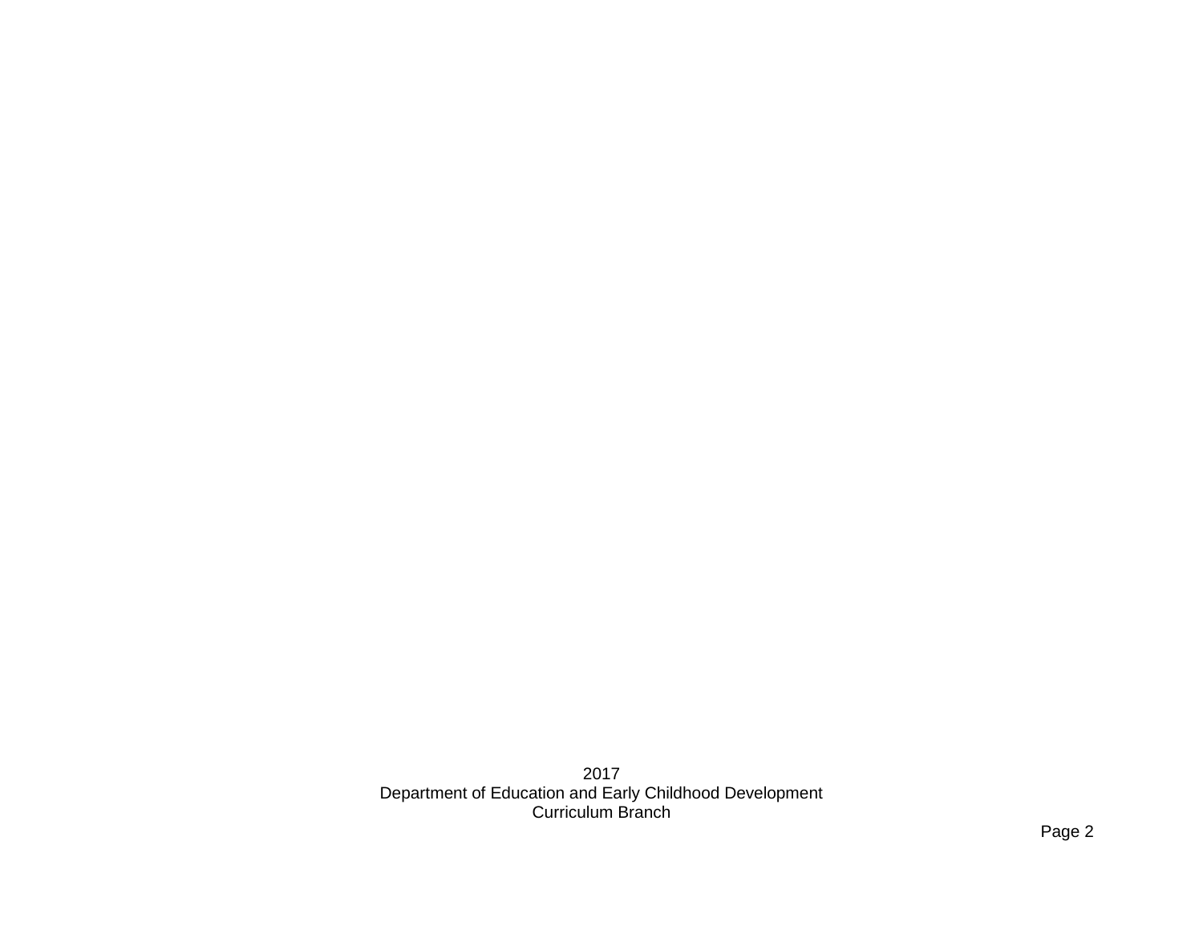2017
Department of Education and Early Childhood Development
Curriculum Branch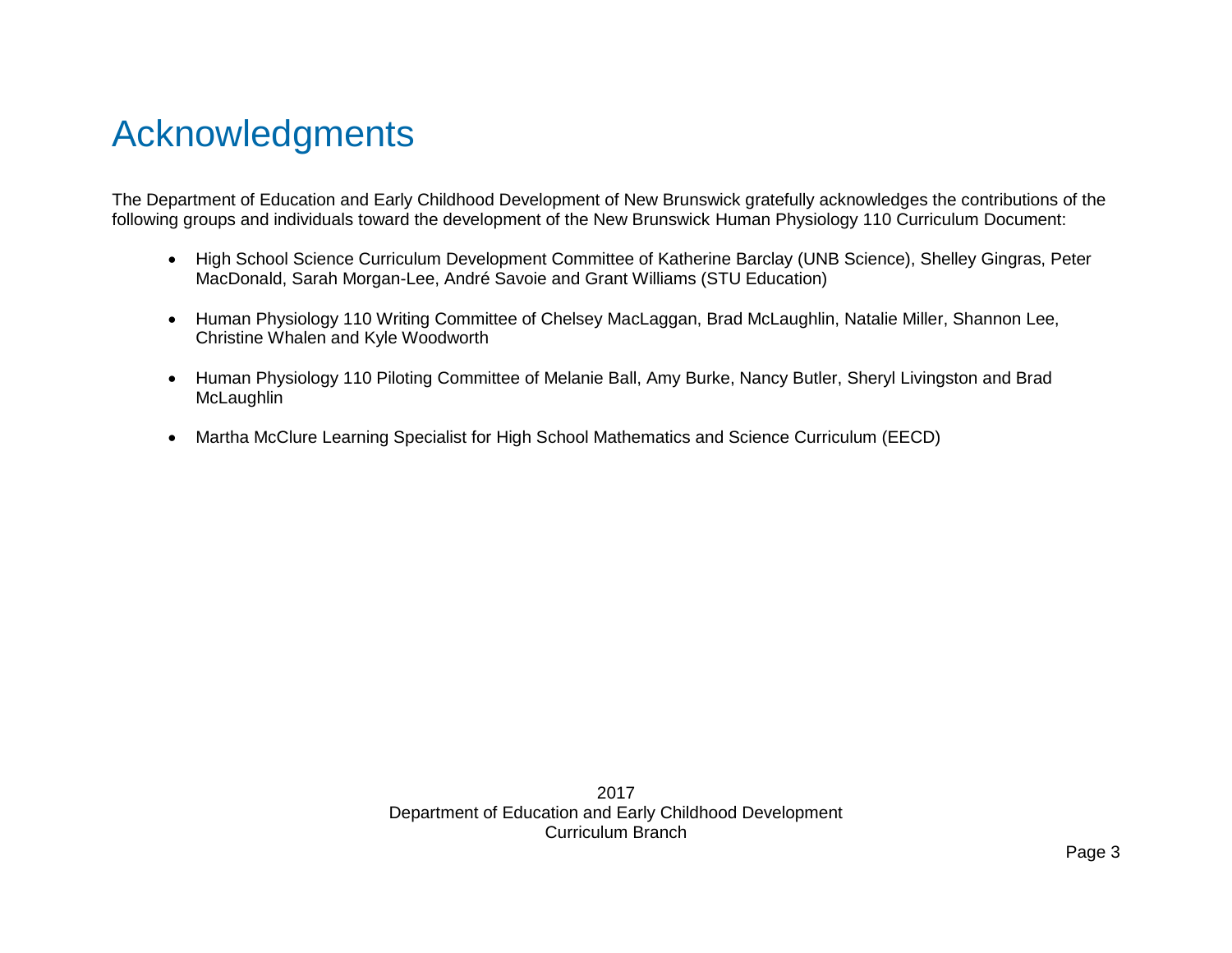# Acknowledgments

The Department of Education and Early Childhood Development of New Brunswick gratefully acknowledges the contributions of the following groups and individuals toward the development of the New Brunswick Human Physiology 110 Curriculum Document:

- High School Science Curriculum Development Committee of Katherine Barclay (UNB Science), Shelley Gingras, Peter MacDonald, Sarah Morgan-Lee, André Savoie and Grant Williams (STU Education)
- Human Physiology 110 Writing Committee of Chelsey MacLaggan, Brad McLaughlin, Natalie Miller, Shannon Lee, Christine Whalen and Kyle Woodworth
- Human Physiology 110 Piloting Committee of Melanie Ball, Amy Burke, Nancy Butler, Sheryl Livingston and Brad McLaughlin
- Martha McClure Learning Specialist for High School Mathematics and Science Curriculum (EECD)

2017
Department of Education and Early Childhood Development
Curriculum Branch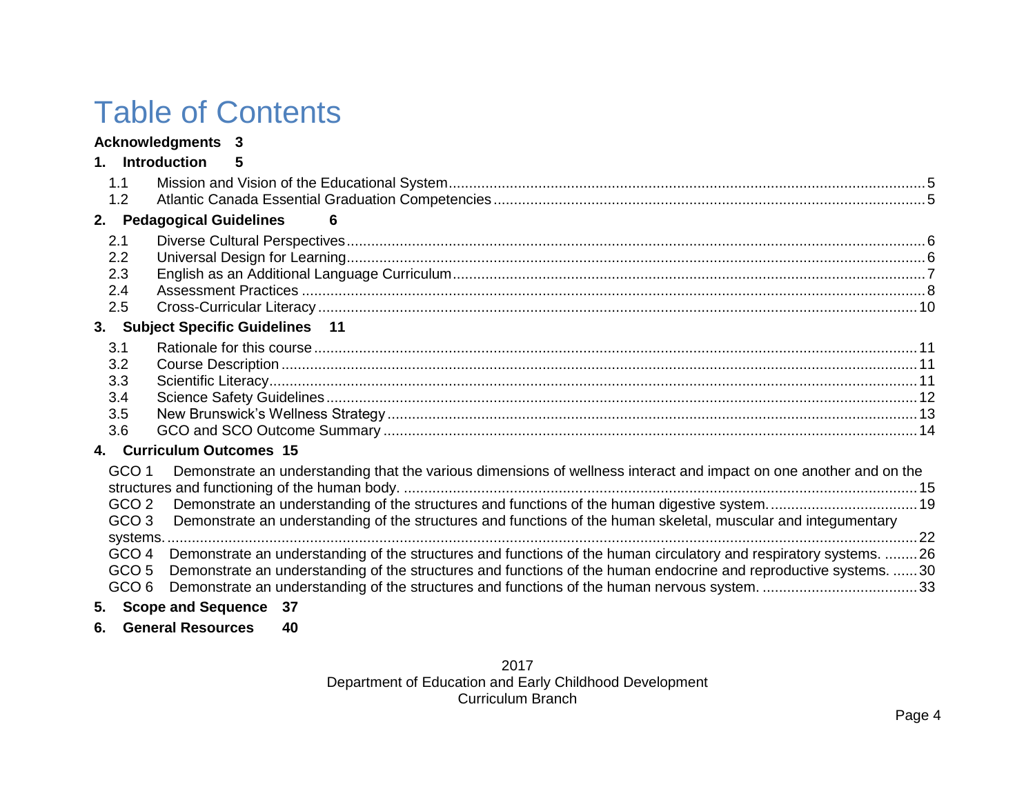# Table of Contents

**Acknowledgments 3**

**1. Introduction 5**

- 1.1 Mission and Vision of the Educational System ... 5
- 1.2 Atlantic Canada Essential Graduation Competencies ... 5

**2. Pedagogical Guidelines 6**

- 2.1 Diverse Cultural Perspectives ... 6
- 2.2 Universal Design for Learning ... 6
- 2.3 English as an Additional Language Curriculum ... 7
- 2.4 Assessment Practices ... 8
- 2.5 Cross-Curricular Literacy ... 10

**3. Subject Specific Guidelines 11**

- 3.1 Rationale for this course ... 11
- 3.2 Course Description ... 11
- 3.3 Scientific Literacy ... 11
- 3.4 Science Safety Guidelines ... 12
- 3.5 New Brunswick's Wellness Strategy ... 13
- 3.6 GCO and SCO Outcome Summary ... 14

**4. Curriculum Outcomes 15**

- GCO 1 Demonstrate an understanding that the various dimensions of wellness interact and impact on one another and on the structures and functioning of the human body. ... 15
- GCO 2 Demonstrate an understanding of the structures and functions of the human digestive system. ... 19
- GCO 3 Demonstrate an understanding of the structures and functions of the human skeletal, muscular and integumentary systems. ... 22
- GCO 4 Demonstrate an understanding of the structures and functions of the human circulatory and respiratory systems. ... 26
- GCO 5 Demonstrate an understanding of the structures and functions of the human endocrine and reproductive systems. ... 30
- GCO 6 Demonstrate an understanding of the structures and functions of the human nervous system. ... 33

**5. Scope and Sequence 37**

**6. General Resources 40**

2017
Department of Education and Early Childhood Development
Curriculum Branch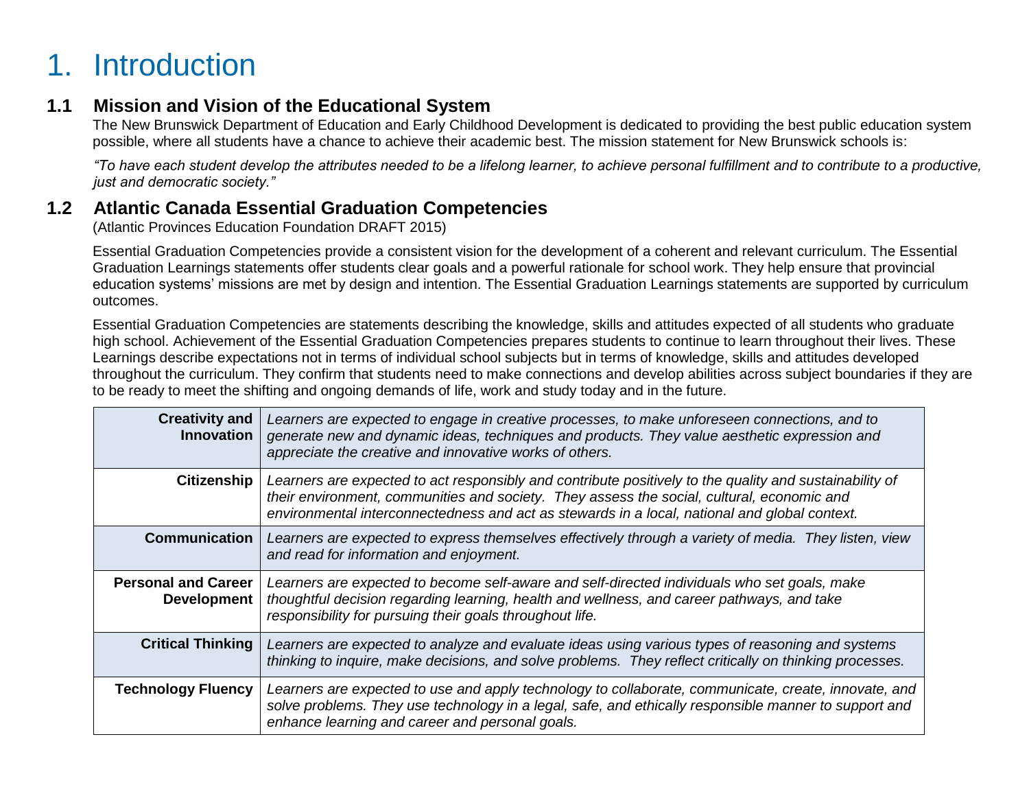# 1. Introduction

## 1.1 Mission and Vision of the Educational System

The New Brunswick Department of Education and Early Childhood Development is dedicated to providing the best public education system possible, where all students have a chance to achieve their academic best. The mission statement for New Brunswick schools is:

*"To have each student develop the attributes needed to be a lifelong learner, to achieve personal fulfillment and to contribute to a productive, just and democratic society."*

## 1.2 Atlantic Canada Essential Graduation Competencies

(Atlantic Provinces Education Foundation DRAFT 2015)

Essential Graduation Competencies provide a consistent vision for the development of a coherent and relevant curriculum. The Essential Graduation Learnings statements offer students clear goals and a powerful rationale for school work. They help ensure that provincial education systems' missions are met by design and intention. The Essential Graduation Learnings statements are supported by curriculum outcomes.

Essential Graduation Competencies are statements describing the knowledge, skills and attitudes expected of all students who graduate high school. Achievement of the Essential Graduation Competencies prepares students to continue to learn throughout their lives. These Learnings describe expectations not in terms of individual school subjects but in terms of knowledge, skills and attitudes developed throughout the curriculum. They confirm that students need to make connections and develop abilities across subject boundaries if they are to be ready to meet the shifting and ongoing demands of life, work and study today and in the future.

| | |
|---|---|
| **Creativity and Innovation** | *Learners are expected to engage in creative processes, to make unforeseen connections, and to generate new and dynamic ideas, techniques and products. They value aesthetic expression and appreciate the creative and innovative works of others.* |
| **Citizenship** | *Learners are expected to act responsibly and contribute positively to the quality and sustainability of their environment, communities and society. They assess the social, cultural, economic and environmental interconnectedness and act as stewards in a local, national and global context.* |
| **Communication** | *Learners are expected to express themselves effectively through a variety of media. They listen, view and read for information and enjoyment.* |
| **Personal and Career Development** | *Learners are expected to become self-aware and self-directed individuals who set goals, make thoughtful decision regarding learning, health and wellness, and career pathways, and take responsibility for pursuing their goals throughout life.* |
| **Critical Thinking** | *Learners are expected to analyze and evaluate ideas using various types of reasoning and systems thinking to inquire, make decisions, and solve problems. They reflect critically on thinking processes.* |
| **Technology Fluency** | *Learners are expected to use and apply technology to collaborate, communicate, create, innovate, and solve problems. They use technology in a legal, safe, and ethically responsible manner to support and enhance learning and career and personal goals.* |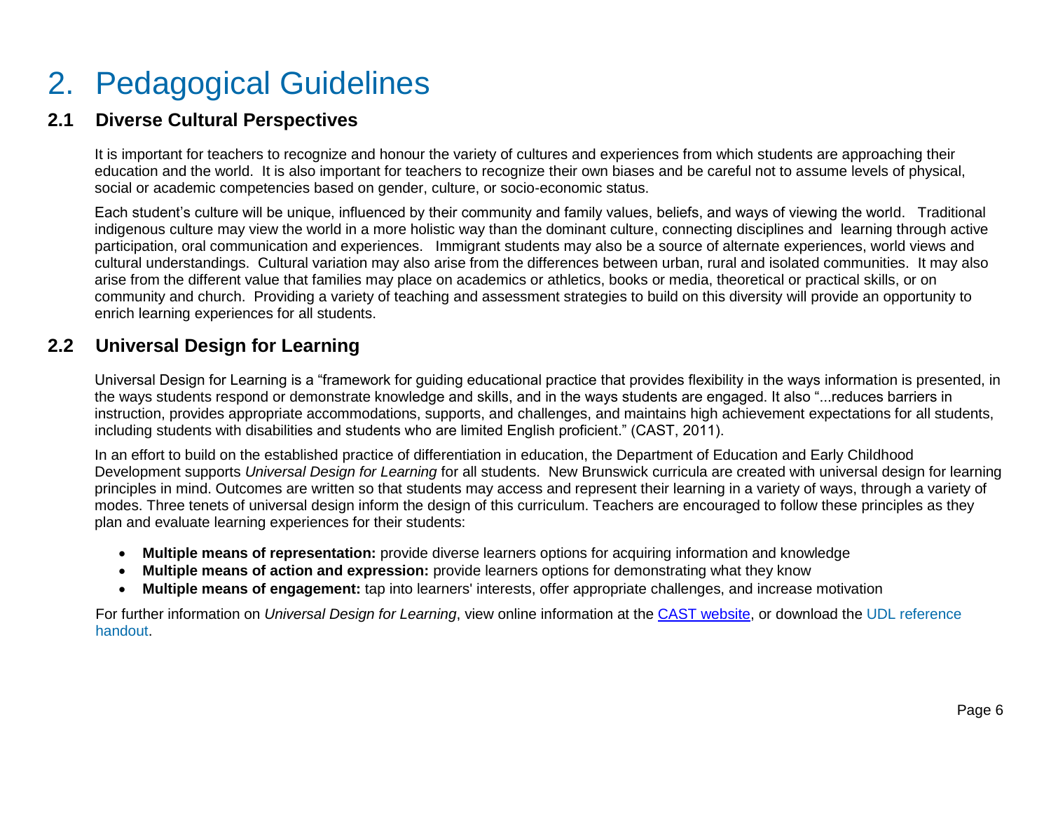# 2. Pedagogical Guidelines

## 2.1 Diverse Cultural Perspectives

It is important for teachers to recognize and honour the variety of cultures and experiences from which students are approaching their education and the world. It is also important for teachers to recognize their own biases and be careful not to assume levels of physical, social or academic competencies based on gender, culture, or socio-economic status.

Each student's culture will be unique, influenced by their community and family values, beliefs, and ways of viewing the world. Traditional indigenous culture may view the world in a more holistic way than the dominant culture, connecting disciplines and learning through active participation, oral communication and experiences. Immigrant students may also be a source of alternate experiences, world views and cultural understandings. Cultural variation may also arise from the differences between urban, rural and isolated communities. It may also arise from the different value that families may place on academics or athletics, books or media, theoretical or practical skills, or on community and church. Providing a variety of teaching and assessment strategies to build on this diversity will provide an opportunity to enrich learning experiences for all students.

## 2.2 Universal Design for Learning

Universal Design for Learning is a "framework for guiding educational practice that provides flexibility in the ways information is presented, in the ways students respond or demonstrate knowledge and skills, and in the ways students are engaged. It also "...reduces barriers in instruction, provides appropriate accommodations, supports, and challenges, and maintains high achievement expectations for all students, including students with disabilities and students who are limited English proficient." (CAST, 2011).

In an effort to build on the established practice of differentiation in education, the Department of Education and Early Childhood Development supports *Universal Design for Learning* for all students. New Brunswick curricula are created with universal design for learning principles in mind. Outcomes are written so that students may access and represent their learning in a variety of ways, through a variety of modes. Three tenets of universal design inform the design of this curriculum. Teachers are encouraged to follow these principles as they plan and evaluate learning experiences for their students:

- **Multiple means of representation:** provide diverse learners options for acquiring information and knowledge
- **Multiple means of action and expression:** provide learners options for demonstrating what they know
- **Multiple means of engagement:** tap into learners' interests, offer appropriate challenges, and increase motivation

For further information on *Universal Design for Learning*, view online information at the CAST website, or download the UDL reference handout.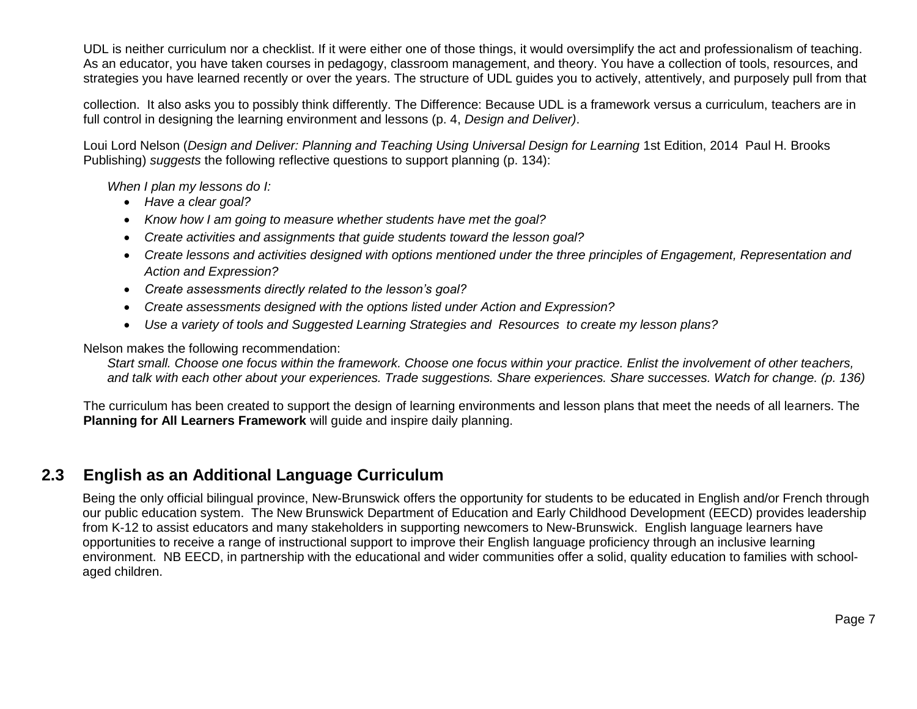UDL is neither curriculum nor a checklist. If it were either one of those things, it would oversimplify the act and professionalism of teaching. As an educator, you have taken courses in pedagogy, classroom management, and theory. You have a collection of tools, resources, and strategies you have learned recently or over the years. The structure of UDL guides you to actively, attentively, and purposely pull from that collection. It also asks you to possibly think differently. The Difference: Because UDL is a framework versus a curriculum, teachers are in full control in designing the learning environment and lessons (p. 4, *Design and Deliver)*.

Loui Lord Nelson (*Design and Deliver: Planning and Teaching Using Universal Design for Learning* 1st Edition, 2014 Paul H. Brooks Publishing) *suggests* the following reflective questions to support planning (p. 134):

*When I plan my lessons do I:*

- *Have a clear goal?*
- *Know how I am going to measure whether students have met the goal?*
- *Create activities and assignments that guide students toward the lesson goal?*
- *Create lessons and activities designed with options mentioned under the three principles of Engagement, Representation and Action and Expression?*
- *Create assessments directly related to the lesson's goal?*
- *Create assessments designed with the options listed under Action and Expression?*
- *Use a variety of tools and Suggested Learning Strategies and Resources to create my lesson plans?*

Nelson makes the following recommendation:

*Start small. Choose one focus within the framework. Choose one focus within your practice. Enlist the involvement of other teachers, and talk with each other about your experiences. Trade suggestions. Share experiences. Share successes. Watch for change. (p. 136)*

The curriculum has been created to support the design of learning environments and lesson plans that meet the needs of all learners. The **Planning for All Learners Framework** will guide and inspire daily planning.

## 2.3 English as an Additional Language Curriculum

Being the only official bilingual province, New-Brunswick offers the opportunity for students to be educated in English and/or French through our public education system. The New Brunswick Department of Education and Early Childhood Development (EECD) provides leadership from K-12 to assist educators and many stakeholders in supporting newcomers to New-Brunswick. English language learners have opportunities to receive a range of instructional support to improve their English language proficiency through an inclusive learning environment. NB EECD, in partnership with the educational and wider communities offer a solid, quality education to families with school-aged children.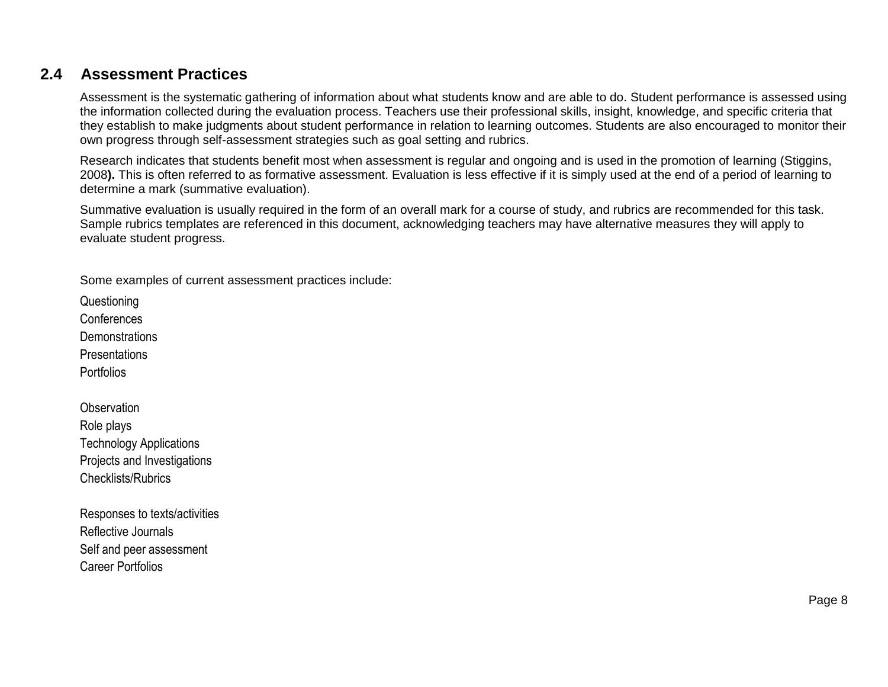## 2.4 Assessment Practices

Assessment is the systematic gathering of information about what students know and are able to do. Student performance is assessed using the information collected during the evaluation process. Teachers use their professional skills, insight, knowledge, and specific criteria that they establish to make judgments about student performance in relation to learning outcomes. Students are also encouraged to monitor their own progress through self-assessment strategies such as goal setting and rubrics.

Research indicates that students benefit most when assessment is regular and ongoing and is used in the promotion of learning (Stiggins, 2008**).** This is often referred to as formative assessment. Evaluation is less effective if it is simply used at the end of a period of learning to determine a mark (summative evaluation).

Summative evaluation is usually required in the form of an overall mark for a course of study, and rubrics are recommended for this task. Sample rubrics templates are referenced in this document, acknowledging teachers may have alternative measures they will apply to evaluate student progress.

Some examples of current assessment practices include:

Questioning
Conferences
Demonstrations
Presentations
Portfolios

Observation
Role plays
Technology Applications
Projects and Investigations
Checklists/Rubrics

Responses to texts/activities
Reflective Journals
Self and peer assessment
Career Portfolios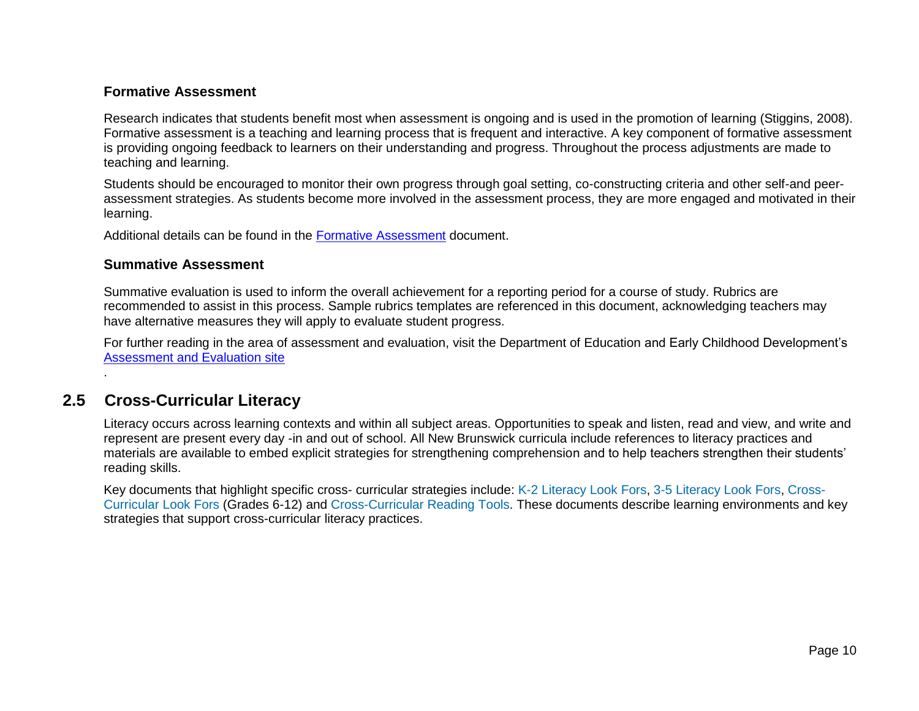### Formative Assessment

Research indicates that students benefit most when assessment is ongoing and is used in the promotion of learning (Stiggins, 2008). Formative assessment is a teaching and learning process that is frequent and interactive. A key component of formative assessment is providing ongoing feedback to learners on their understanding and progress. Throughout the process adjustments are made to teaching and learning.

Students should be encouraged to monitor their own progress through goal setting, co-constructing criteria and other self-and peer-assessment strategies. As students become more involved in the assessment process, they are more engaged and motivated in their learning.

Additional details can be found in the Formative Assessment document.

### Summative Assessment

Summative evaluation is used to inform the overall achievement for a reporting period for a course of study. Rubrics are recommended to assist in this process. Sample rubrics templates are referenced in this document, acknowledging teachers may have alternative measures they will apply to evaluate student progress.

For further reading in the area of assessment and evaluation, visit the Department of Education and Early Childhood Development's Assessment and Evaluation site

.

## 2.5 Cross-Curricular Literacy

Literacy occurs across learning contexts and within all subject areas. Opportunities to speak and listen, read and view, and write and represent are present every day -in and out of school. All New Brunswick curricula include references to literacy practices and materials are available to embed explicit strategies for strengthening comprehension and to help teachers strengthen their students' reading skills.

Key documents that highlight specific cross- curricular strategies include: K-2 Literacy Look Fors, 3-5 Literacy Look Fors, Cross-Curricular Look Fors (Grades 6-12) and Cross-Curricular Reading Tools. These documents describe learning environments and key strategies that support cross-curricular literacy practices.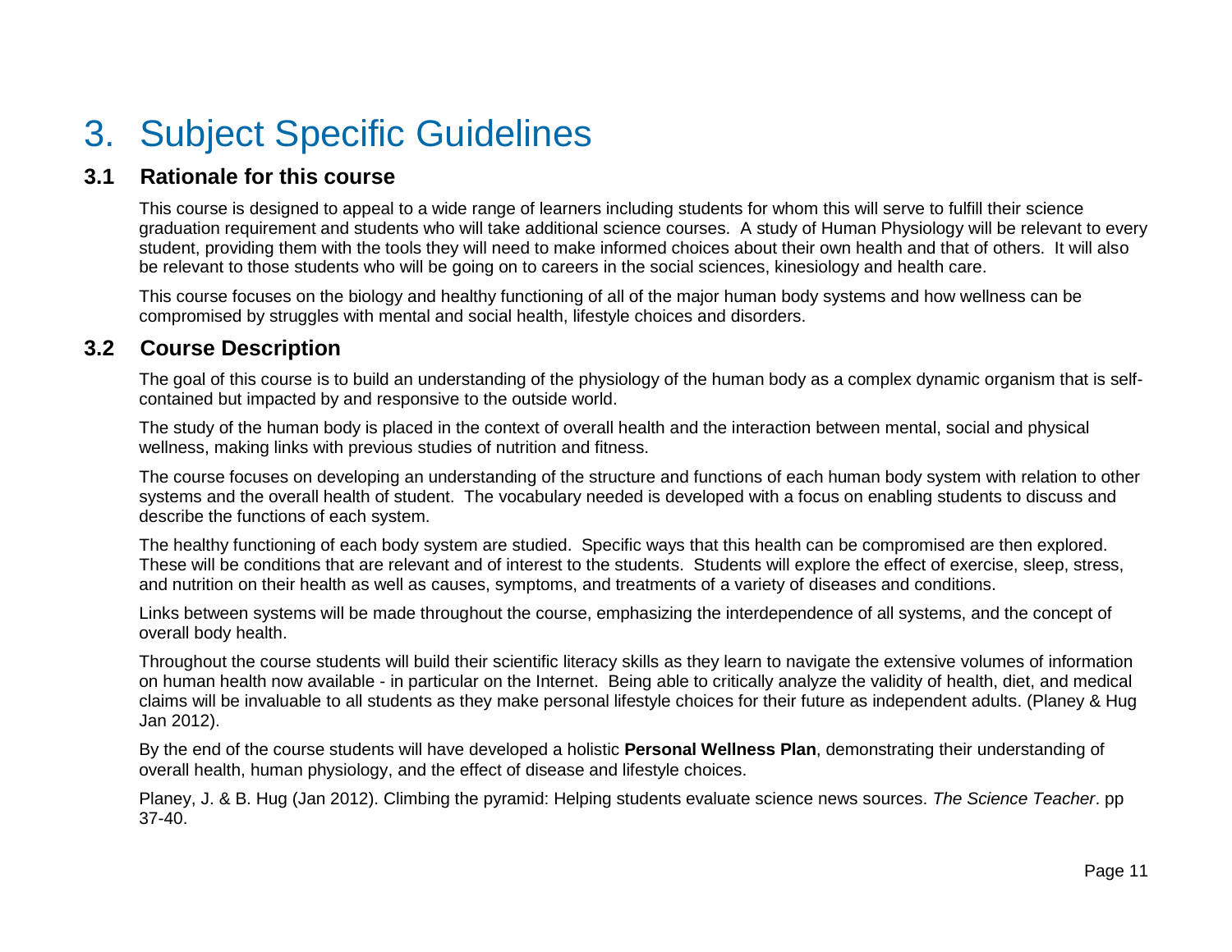# 3. Subject Specific Guidelines

## 3.1 Rationale for this course

This course is designed to appeal to a wide range of learners including students for whom this will serve to fulfill their science graduation requirement and students who will take additional science courses. A study of Human Physiology will be relevant to every student, providing them with the tools they will need to make informed choices about their own health and that of others. It will also be relevant to those students who will be going on to careers in the social sciences, kinesiology and health care.

This course focuses on the biology and healthy functioning of all of the major human body systems and how wellness can be compromised by struggles with mental and social health, lifestyle choices and disorders.

## 3.2 Course Description

The goal of this course is to build an understanding of the physiology of the human body as a complex dynamic organism that is self-contained but impacted by and responsive to the outside world.

The study of the human body is placed in the context of overall health and the interaction between mental, social and physical wellness, making links with previous studies of nutrition and fitness.

The course focuses on developing an understanding of the structure and functions of each human body system with relation to other systems and the overall health of student. The vocabulary needed is developed with a focus on enabling students to discuss and describe the functions of each system.

The healthy functioning of each body system are studied. Specific ways that this health can be compromised are then explored. These will be conditions that are relevant and of interest to the students. Students will explore the effect of exercise, sleep, stress, and nutrition on their health as well as causes, symptoms, and treatments of a variety of diseases and conditions.

Links between systems will be made throughout the course, emphasizing the interdependence of all systems, and the concept of overall body health.

Throughout the course students will build their scientific literacy skills as they learn to navigate the extensive volumes of information on human health now available - in particular on the Internet. Being able to critically analyze the validity of health, diet, and medical claims will be invaluable to all students as they make personal lifestyle choices for their future as independent adults. (Planey & Hug Jan 2012).

By the end of the course students will have developed a holistic **Personal Wellness Plan**, demonstrating their understanding of overall health, human physiology, and the effect of disease and lifestyle choices.

Planey, J. & B. Hug (Jan 2012). Climbing the pyramid: Helping students evaluate science news sources. *The Science Teacher*. pp 37-40.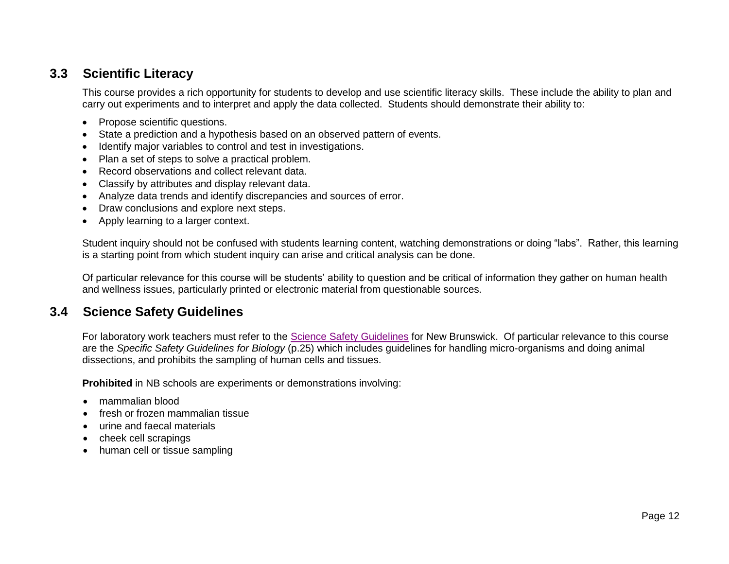## 3.3 Scientific Literacy

This course provides a rich opportunity for students to develop and use scientific literacy skills. These include the ability to plan and carry out experiments and to interpret and apply the data collected. Students should demonstrate their ability to:

- Propose scientific questions.
- State a prediction and a hypothesis based on an observed pattern of events.
- Identify major variables to control and test in investigations.
- Plan a set of steps to solve a practical problem.
- Record observations and collect relevant data.
- Classify by attributes and display relevant data.
- Analyze data trends and identify discrepancies and sources of error.
- Draw conclusions and explore next steps.
- Apply learning to a larger context.

Student inquiry should not be confused with students learning content, watching demonstrations or doing "labs". Rather, this learning is a starting point from which student inquiry can arise and critical analysis can be done.

Of particular relevance for this course will be students' ability to question and be critical of information they gather on human health and wellness issues, particularly printed or electronic material from questionable sources.

## 3.4 Science Safety Guidelines

For laboratory work teachers must refer to the Science Safety Guidelines for New Brunswick. Of particular relevance to this course are the *Specific Safety Guidelines for Biology* (p.25) which includes guidelines for handling micro-organisms and doing animal dissections, and prohibits the sampling of human cells and tissues.

**Prohibited** in NB schools are experiments or demonstrations involving:

- mammalian blood
- fresh or frozen mammalian tissue
- urine and faecal materials
- cheek cell scrapings
- human cell or tissue sampling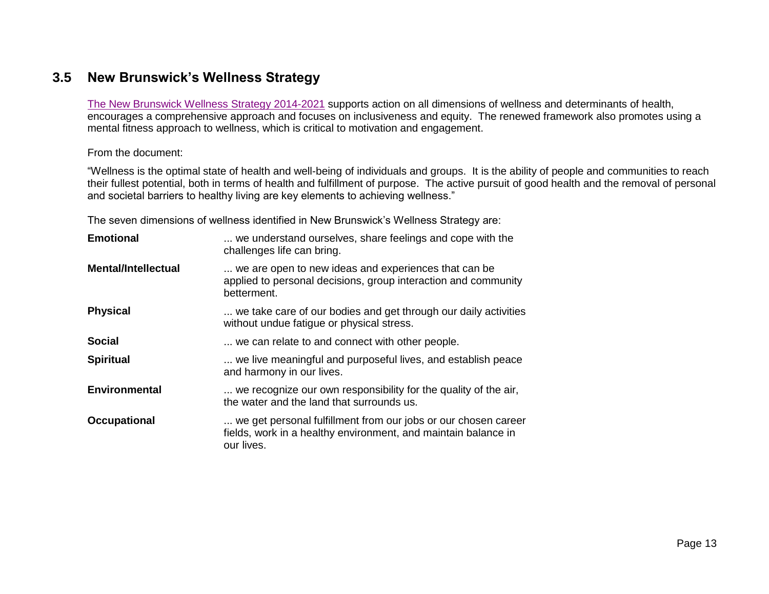## 3.5 New Brunswick's Wellness Strategy

The New Brunswick Wellness Strategy 2014-2021 supports action on all dimensions of wellness and determinants of health, encourages a comprehensive approach and focuses on inclusiveness and equity. The renewed framework also promotes using a mental fitness approach to wellness, which is critical to motivation and engagement.

From the document:

"Wellness is the optimal state of health and well-being of individuals and groups. It is the ability of people and communities to reach their fullest potential, both in terms of health and fulfillment of purpose. The active pursuit of good health and the removal of personal and societal barriers to healthy living are key elements to achieving wellness."

The seven dimensions of wellness identified in New Brunswick's Wellness Strategy are:

| | |
|---|---|
| **Emotional** | ... we understand ourselves, share feelings and cope with the challenges life can bring. |
| **Mental/Intellectual** | ... we are open to new ideas and experiences that can be applied to personal decisions, group interaction and community betterment. |
| **Physical** | ... we take care of our bodies and get through our daily activities without undue fatigue or physical stress. |
| **Social** | ... we can relate to and connect with other people. |
| **Spiritual** | ... we live meaningful and purposeful lives, and establish peace and harmony in our lives. |
| **Environmental** | ... we recognize our own responsibility for the quality of the air, the water and the land that surrounds us. |
| **Occupational** | ... we get personal fulfillment from our jobs or our chosen career fields, work in a healthy environment, and maintain balance in our lives. |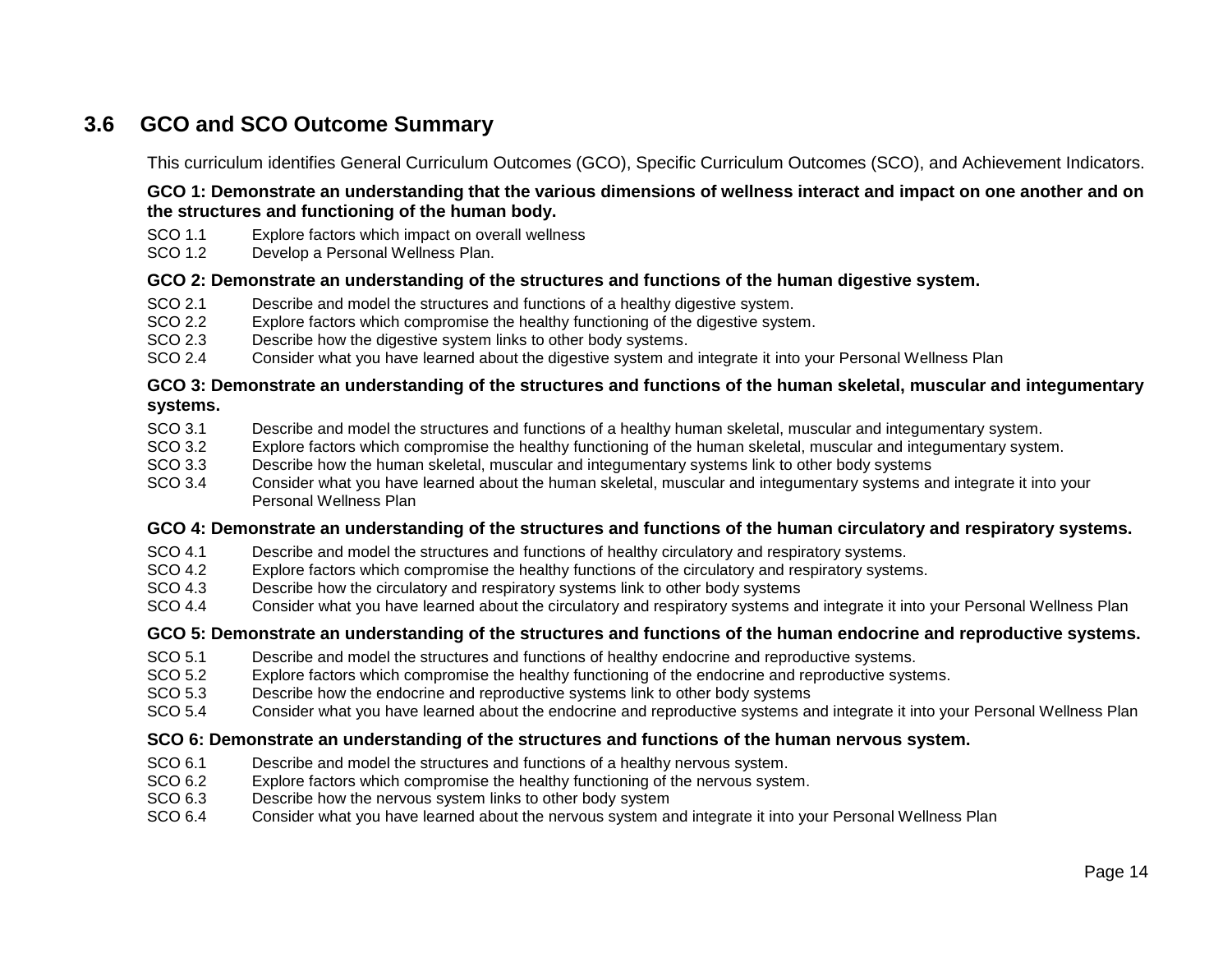## 3.6 GCO and SCO Outcome Summary

This curriculum identifies General Curriculum Outcomes (GCO), Specific Curriculum Outcomes (SCO), and Achievement Indicators.

**GCO 1: Demonstrate an understanding that the various dimensions of wellness interact and impact on one another and on the structures and functioning of the human body.**

SCO 1.1 Explore factors which impact on overall wellness
SCO 1.2 Develop a Personal Wellness Plan.

**GCO 2: Demonstrate an understanding of the structures and functions of the human digestive system.**

SCO 2.1 Describe and model the structures and functions of a healthy digestive system.
SCO 2.2 Explore factors which compromise the healthy functioning of the digestive system.
SCO 2.3 Describe how the digestive system links to other body systems.
SCO 2.4 Consider what you have learned about the digestive system and integrate it into your Personal Wellness Plan

**GCO 3: Demonstrate an understanding of the structures and functions of the human skeletal, muscular and integumentary systems.**

SCO 3.1 Describe and model the structures and functions of a healthy human skeletal, muscular and integumentary system.
SCO 3.2 Explore factors which compromise the healthy functioning of the human skeletal, muscular and integumentary system.
SCO 3.3 Describe how the human skeletal, muscular and integumentary systems link to other body systems
SCO 3.4 Consider what you have learned about the human skeletal, muscular and integumentary systems and integrate it into your Personal Wellness Plan

**GCO 4: Demonstrate an understanding of the structures and functions of the human circulatory and respiratory systems.**

SCO 4.1 Describe and model the structures and functions of healthy circulatory and respiratory systems.
SCO 4.2 Explore factors which compromise the healthy functions of the circulatory and respiratory systems.
SCO 4.3 Describe how the circulatory and respiratory systems link to other body systems
SCO 4.4 Consider what you have learned about the circulatory and respiratory systems and integrate it into your Personal Wellness Plan

**GCO 5: Demonstrate an understanding of the structures and functions of the human endocrine and reproductive systems.**

SCO 5.1 Describe and model the structures and functions of healthy endocrine and reproductive systems.
SCO 5.2 Explore factors which compromise the healthy functioning of the endocrine and reproductive systems.
SCO 5.3 Describe how the endocrine and reproductive systems link to other body systems
SCO 5.4 Consider what you have learned about the endocrine and reproductive systems and integrate it into your Personal Wellness Plan

**SCO 6: Demonstrate an understanding of the structures and functions of the human nervous system.**

SCO 6.1 Describe and model the structures and functions of a healthy nervous system.
SCO 6.2 Explore factors which compromise the healthy functioning of the nervous system.
SCO 6.3 Describe how the nervous system links to other body system
SCO 6.4 Consider what you have learned about the nervous system and integrate it into your Personal Wellness Plan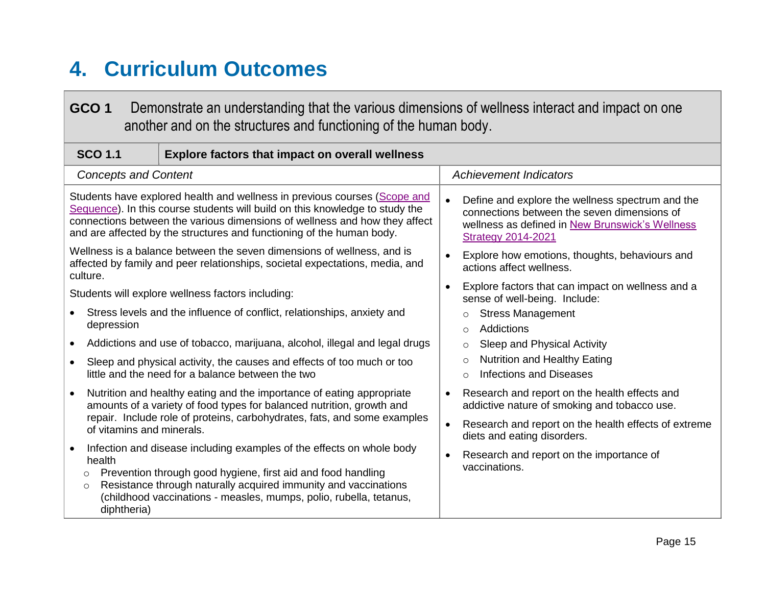# 4. Curriculum Outcomes

**GCO 1** Demonstrate an understanding that the various dimensions of wellness interact and impact on one another and on the structures and functioning of the human body.

**SCO 1.1** **Explore factors that impact on overall wellness**

*Concepts and Content*

Students have explored health and wellness in previous courses (Scope and Sequence). In this course students will build on this knowledge to study the connections between the various dimensions of wellness and how they affect and are affected by the structures and functioning of the human body.

Wellness is a balance between the seven dimensions of wellness, and is affected by family and peer relationships, societal expectations, media, and culture.

Students will explore wellness factors including:

- Stress levels and the influence of conflict, relationships, anxiety and depression
- Addictions and use of tobacco, marijuana, alcohol, illegal and legal drugs
- Sleep and physical activity, the causes and effects of too much or too little and the need for a balance between the two
- Nutrition and healthy eating and the importance of eating appropriate amounts of a variety of food types for balanced nutrition, growth and repair. Include role of proteins, carbohydrates, fats, and some examples of vitamins and minerals.
- Infection and disease including examples of the effects on whole body health
  - Prevention through good hygiene, first aid and food handling
  - Resistance through naturally acquired immunity and vaccinations (childhood vaccinations - measles, mumps, polio, rubella, tetanus, diphtheria)

*Achievement Indicators*

- Define and explore the wellness spectrum and the connections between the seven dimensions of wellness as defined in New Brunswick's Wellness Strategy 2014-2021
- Explore how emotions, thoughts, behaviours and actions affect wellness.
- Explore factors that can impact on wellness and a sense of well-being. Include:
  - Stress Management
  - Addictions
  - Sleep and Physical Activity
  - Nutrition and Healthy Eating
  - Infections and Diseases
- Research and report on the health effects and addictive nature of smoking and tobacco use.
- Research and report on the health effects of extreme diets and eating disorders.
- Research and report on the importance of vaccinations.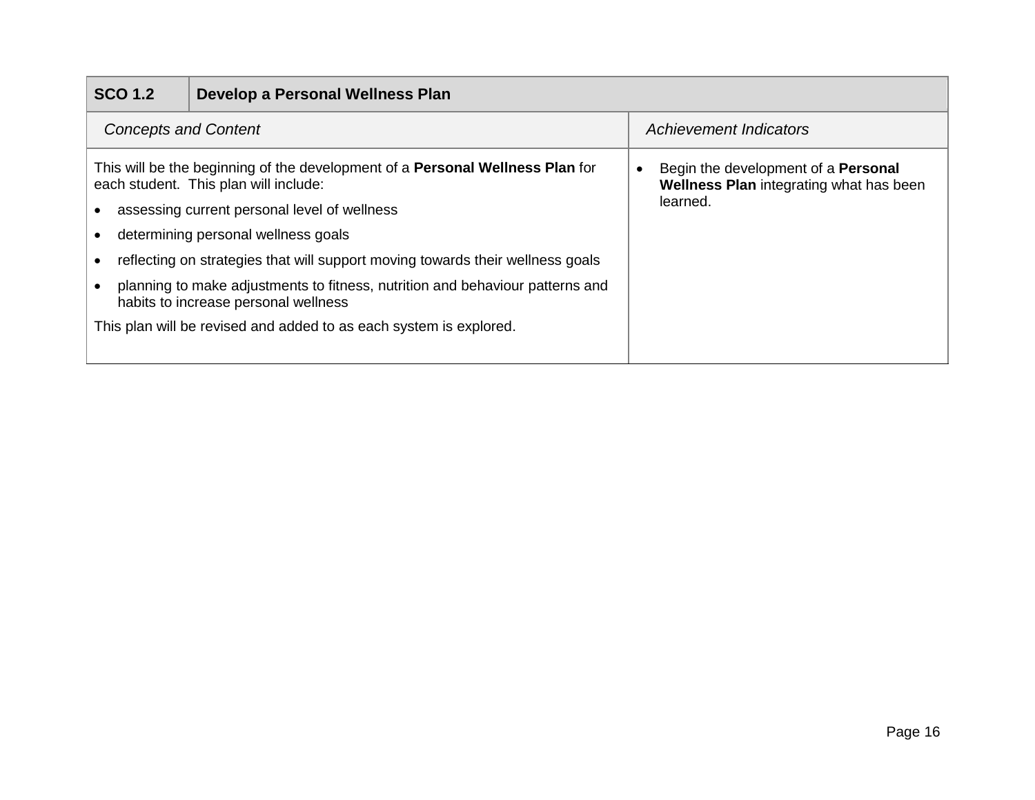| SCO 1.2 | Develop a Personal Wellness Plan |
|---|---|
| *Concepts and Content* | *Achievement Indicators* |
| This will be the beginning of the development of a **Personal Wellness Plan** for each student. This plan will include:<br>• assessing current personal level of wellness<br>• determining personal wellness goals<br>• reflecting on strategies that will support moving towards their wellness goals<br>• planning to make adjustments to fitness, nutrition and behaviour patterns and habits to increase personal wellness<br>This plan will be revised and added to as each system is explored. | • Begin the development of a **Personal Wellness Plan** integrating what has been learned. |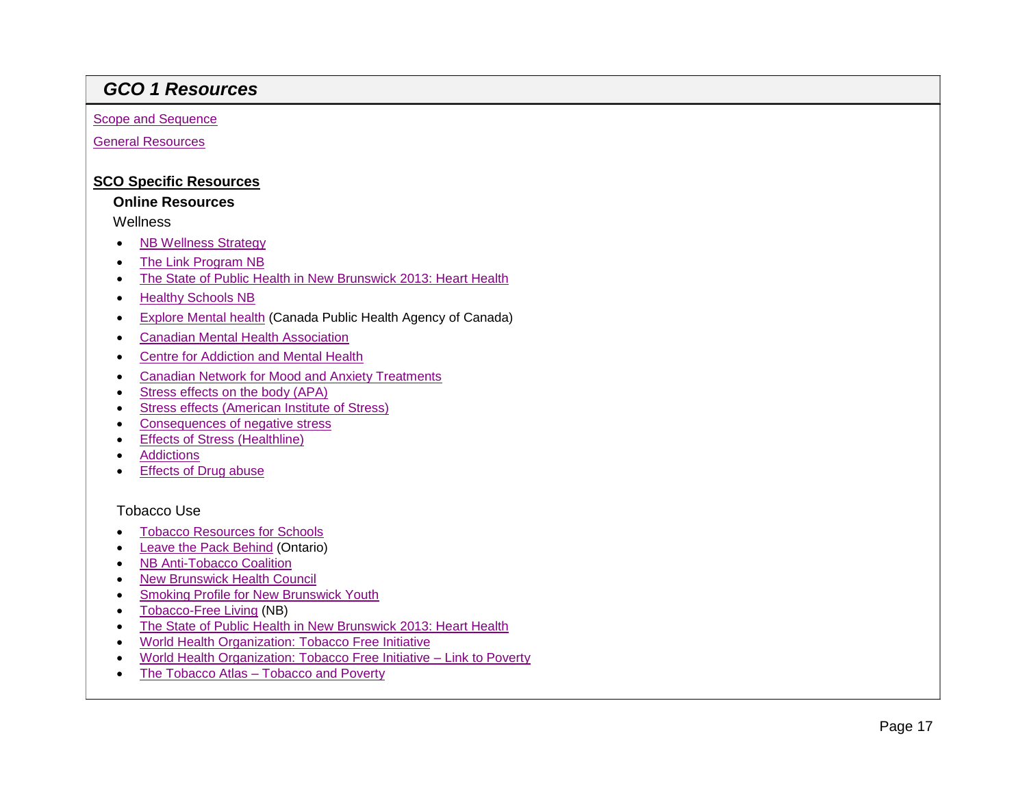## *GCO 1 Resources*

Scope and Sequence

General Resources

**SCO Specific Resources**

**Online Resources**

Wellness

- NB Wellness Strategy
- The Link Program NB
- The State of Public Health in New Brunswick 2013: Heart Health
- Healthy Schools NB
- Explore Mental health (Canada Public Health Agency of Canada)
- Canadian Mental Health Association
- Centre for Addiction and Mental Health
- Canadian Network for Mood and Anxiety Treatments
- Stress effects on the body (APA)
- Stress effects (American Institute of Stress)
- Consequences of negative stress
- Effects of Stress (Healthline)
- Addictions
- Effects of Drug abuse

Tobacco Use

- Tobacco Resources for Schools
- Leave the Pack Behind (Ontario)
- NB Anti-Tobacco Coalition
- New Brunswick Health Council
- Smoking Profile for New Brunswick Youth
- Tobacco-Free Living (NB)
- The State of Public Health in New Brunswick 2013: Heart Health
- World Health Organization: Tobacco Free Initiative
- World Health Organization: Tobacco Free Initiative – Link to Poverty
- The Tobacco Atlas – Tobacco and Poverty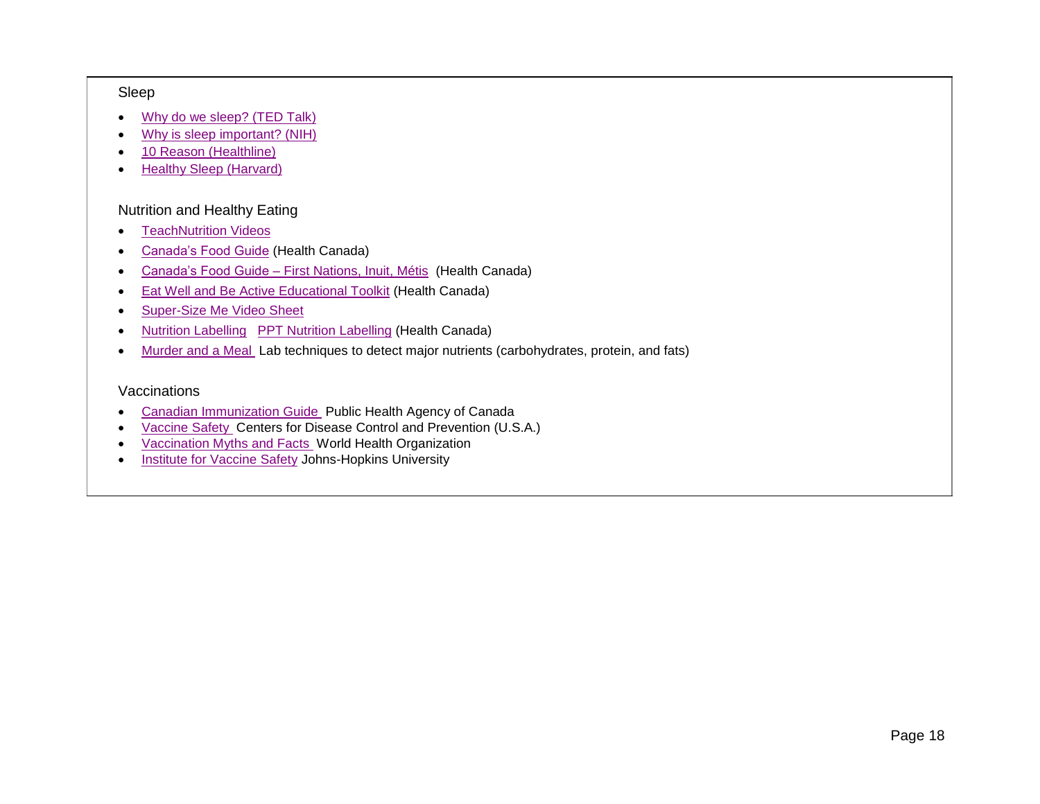## Sleep

- Why do we sleep? (TED Talk)
- Why is sleep important? (NIH)
- 10 Reason (Healthline)
- Healthy Sleep (Harvard)

## Nutrition and Healthy Eating

- TeachNutrition Videos
- Canada's Food Guide (Health Canada)
- Canada's Food Guide – First Nations, Inuit, Métis (Health Canada)
- Eat Well and Be Active Educational Toolkit (Health Canada)
- Super-Size Me Video Sheet
- Nutrition Labelling PPT Nutrition Labelling (Health Canada)
- Murder and a Meal Lab techniques to detect major nutrients (carbohydrates, protein, and fats)

## Vaccinations

- Canadian Immunization Guide Public Health Agency of Canada
- Vaccine Safety Centers for Disease Control and Prevention (U.S.A.)
- Vaccination Myths and Facts World Health Organization
- Institute for Vaccine Safety Johns-Hopkins University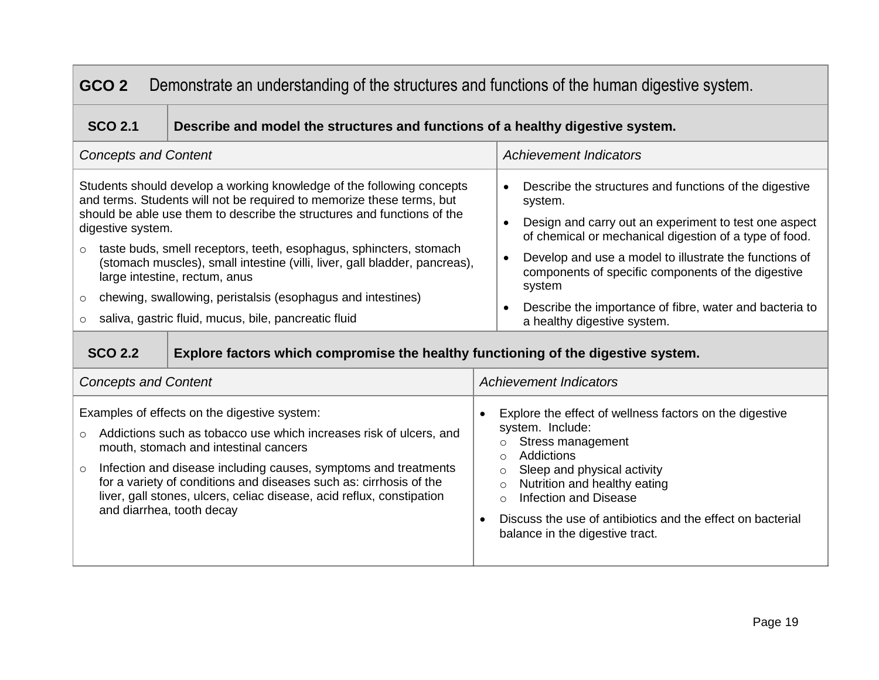## GCO 2 Demonstrate an understanding of the structures and functions of the human digestive system.

### SCO 2.1 Describe and model the structures and functions of a healthy digestive system.

| *Concepts and Content* | *Achievement Indicators* |
| --- | --- |
| Students should develop a working knowledge of the following concepts and terms. Students will not be required to memorize these terms, but should be able use them to describe the structures and functions of the digestive system.<br>○ taste buds, smell receptors, teeth, esophagus, sphincters, stomach (stomach muscles), small intestine (villi, liver, gall bladder, pancreas), large intestine, rectum, anus<br>○ chewing, swallowing, peristalsis (esophagus and intestines)<br>○ saliva, gastric fluid, mucus, bile, pancreatic fluid | • Describe the structures and functions of the digestive system.<br>• Design and carry out an experiment to test one aspect of chemical or mechanical digestion of a type of food.<br>• Develop and use a model to illustrate the functions of components of specific components of the digestive system<br>• Describe the importance of fibre, water and bacteria to a healthy digestive system. |

### SCO 2.2 Explore factors which compromise the healthy functioning of the digestive system.

| *Concepts and Content* | *Achievement Indicators* |
| --- | --- |
| Examples of effects on the digestive system:<br>○ Addictions such as tobacco use which increases risk of ulcers, and mouth, stomach and intestinal cancers<br>○ Infection and disease including causes, symptoms and treatments for a variety of conditions and diseases such as: cirrhosis of the liver, gall stones, ulcers, celiac disease, acid reflux, constipation and diarrhea, tooth decay | • Explore the effect of wellness factors on the digestive system. Include:<br>○ Stress management<br>○ Addictions<br>○ Sleep and physical activity<br>○ Nutrition and healthy eating<br>○ Infection and Disease<br>• Discuss the use of antibiotics and the effect on bacterial balance in the digestive tract. |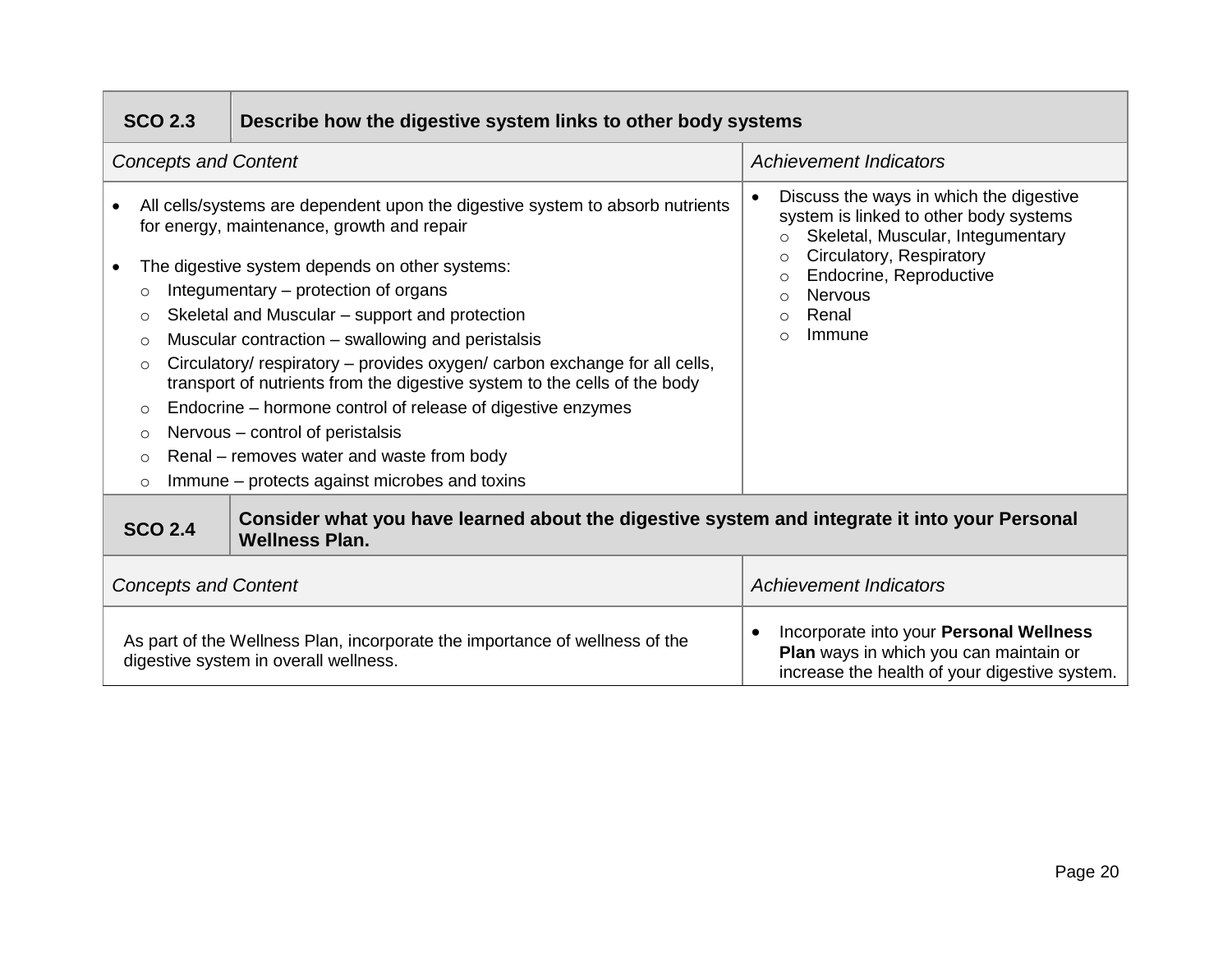| SCO 2.3 | Describe how the digestive system links to other body systems |
|---|---|
| *Concepts and Content* | *Achievement Indicators* |
| • All cells/systems are dependent upon the digestive system to absorb nutrients for energy, maintenance, growth and repair<br><br>• The digestive system depends on other systems:<br>○ Integumentary – protection of organs<br>○ Skeletal and Muscular – support and protection<br>○ Muscular contraction – swallowing and peristalsis<br>○ Circulatory/ respiratory – provides oxygen/ carbon exchange for all cells, transport of nutrients from the digestive system to the cells of the body<br>○ Endocrine – hormone control of release of digestive enzymes<br>○ Nervous – control of peristalsis<br>○ Renal – removes water and waste from body<br>○ Immune – protects against microbes and toxins | • Discuss the ways in which the digestive system is linked to other body systems<br>○ Skeletal, Muscular, Integumentary<br>○ Circulatory, Respiratory<br>○ Endocrine, Reproductive<br>○ Nervous<br>○ Renal<br>○ Immune |

| SCO 2.4 | Consider what you have learned about the digestive system and integrate it into your Personal Wellness Plan. |
|---|---|
| *Concepts and Content* | *Achievement Indicators* |
| As part of the Wellness Plan, incorporate the importance of wellness of the digestive system in overall wellness. | • Incorporate into your **Personal Wellness Plan** ways in which you can maintain or increase the health of your digestive system. |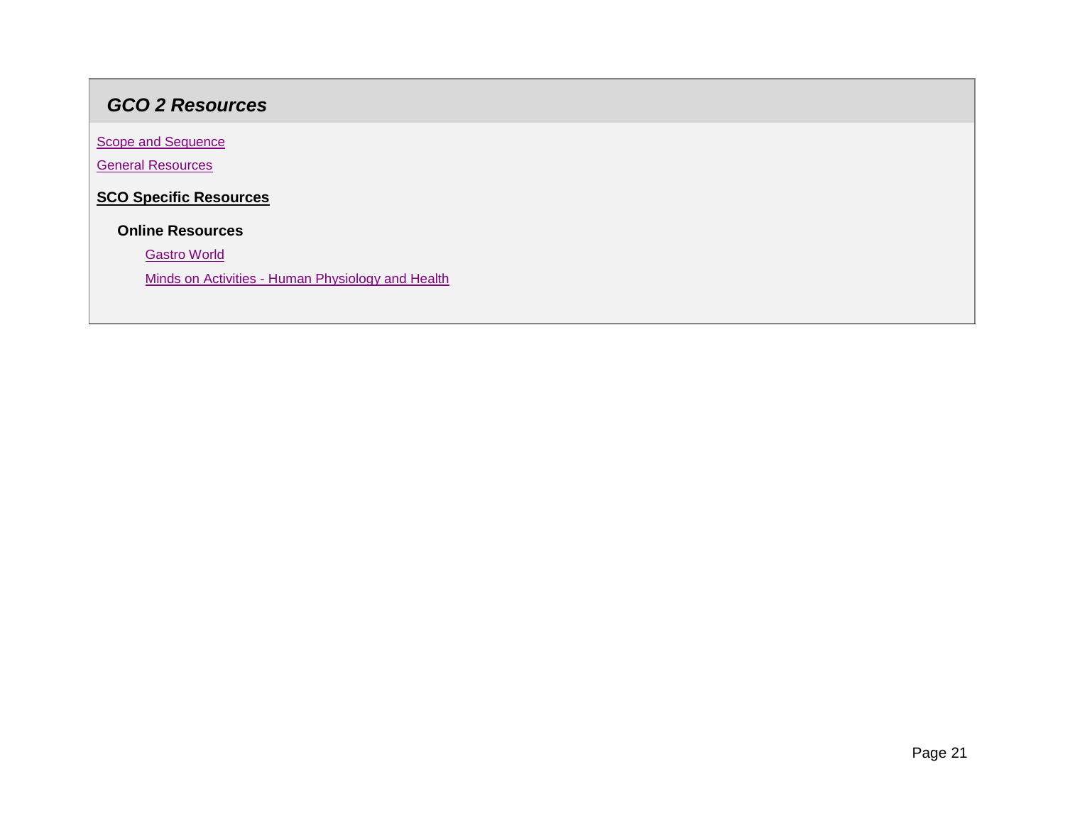## *GCO 2 Resources*

Scope and Sequence

General Resources

**SCO Specific Resources**

**Online Resources**

Gastro World

Minds on Activities - Human Physiology and Health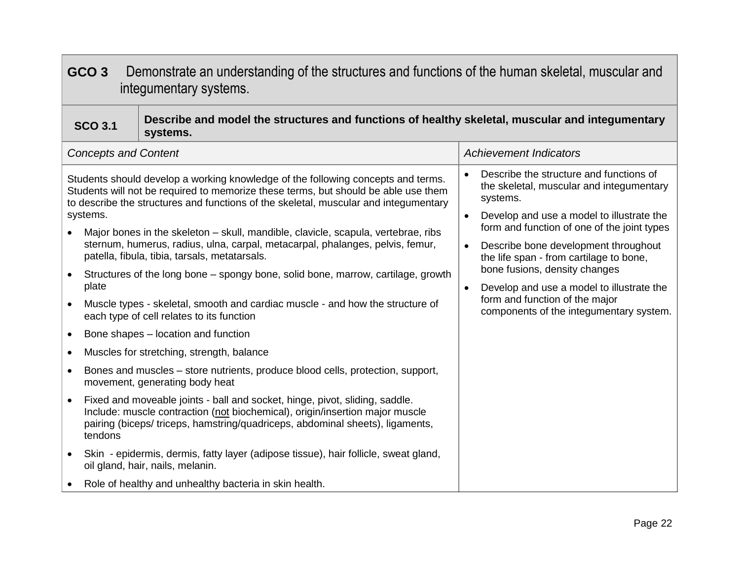| **GCO 3** | Demonstrate an understanding of the structures and functions of the human skeletal, muscular and integumentary systems. |
|---|---|
| **SCO 3.1** | **Describe and model the structures and functions of healthy skeletal, muscular and integumentary systems.** |

| *Concepts and Content* | *Achievement Indicators* |
|---|---|
| Students should develop a working knowledge of the following concepts and terms. Students will not be required to memorize these terms, but should be able use them to describe the structures and functions of the skeletal, muscular and integumentary systems.<br>• Major bones in the skeleton – skull, mandible, clavicle, scapula, vertebrae, ribs sternum, humerus, radius, ulna, carpal, metacarpal, phalanges, pelvis, femur, patella, fibula, tibia, tarsals, metatarsals.<br>• Structures of the long bone – spongy bone, solid bone, marrow, cartilage, growth plate<br>• Muscle types - skeletal, smooth and cardiac muscle - and how the structure of each type of cell relates to its function<br>• Bone shapes – location and function<br>• Muscles for stretching, strength, balance<br>• Bones and muscles – store nutrients, produce blood cells, protection, support, movement, generating body heat<br>• Fixed and moveable joints - ball and socket, hinge, pivot, sliding, saddle. Include: muscle contraction (<u>not</u> biochemical), origin/insertion major muscle pairing (biceps/ triceps, hamstring/quadriceps, abdominal sheets), ligaments, tendons<br>• Skin - epidermis, dermis, fatty layer (adipose tissue), hair follicle, sweat gland, oil gland, hair, nails, melanin.<br>• Role of healthy and unhealthy bacteria in skin health. | • Describe the structure and functions of the skeletal, muscular and integumentary systems.<br>• Develop and use a model to illustrate the form and function of one of the joint types<br>• Describe bone development throughout the life span - from cartilage to bone, bone fusions, density changes<br>• Develop and use a model to illustrate the form and function of the major components of the integumentary system. |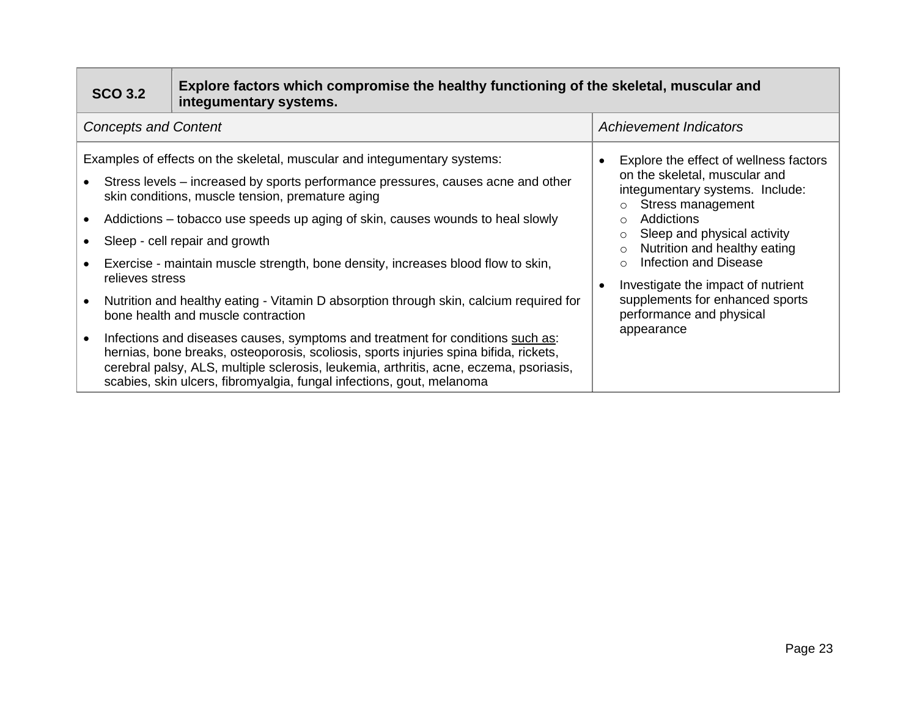| SCO 3.2 | Explore factors which compromise the healthy functioning of the skeletal, muscular and integumentary systems. |
|---|---|
| *Concepts and Content* | *Achievement Indicators* |
| Examples of effects on the skeletal, muscular and integumentary systems:<br>• Stress levels – increased by sports performance pressures, causes acne and other skin conditions, muscle tension, premature aging<br>• Addictions – tobacco use speeds up aging of skin, causes wounds to heal slowly<br>• Sleep - cell repair and growth<br>• Exercise - maintain muscle strength, bone density, increases blood flow to skin, relieves stress<br>• Nutrition and healthy eating - Vitamin D absorption through skin, calcium required for bone health and muscle contraction<br>• Infections and diseases causes, symptoms and treatment for conditions <u>such as</u>: hernias, bone breaks, osteoporosis, scoliosis, sports injuries spina bifida, rickets, cerebral palsy, ALS, multiple sclerosis, leukemia, arthritis, acne, eczema, psoriasis, scabies, skin ulcers, fibromyalgia, fungal infections, gout, melanoma | • Explore the effect of wellness factors on the skeletal, muscular and integumentary systems. Include:<br>  ○ Stress management<br>  ○ Addictions<br>  ○ Sleep and physical activity<br>  ○ Nutrition and healthy eating<br>  ○ Infection and Disease<br>• Investigate the impact of nutrient supplements for enhanced sports performance and physical appearance |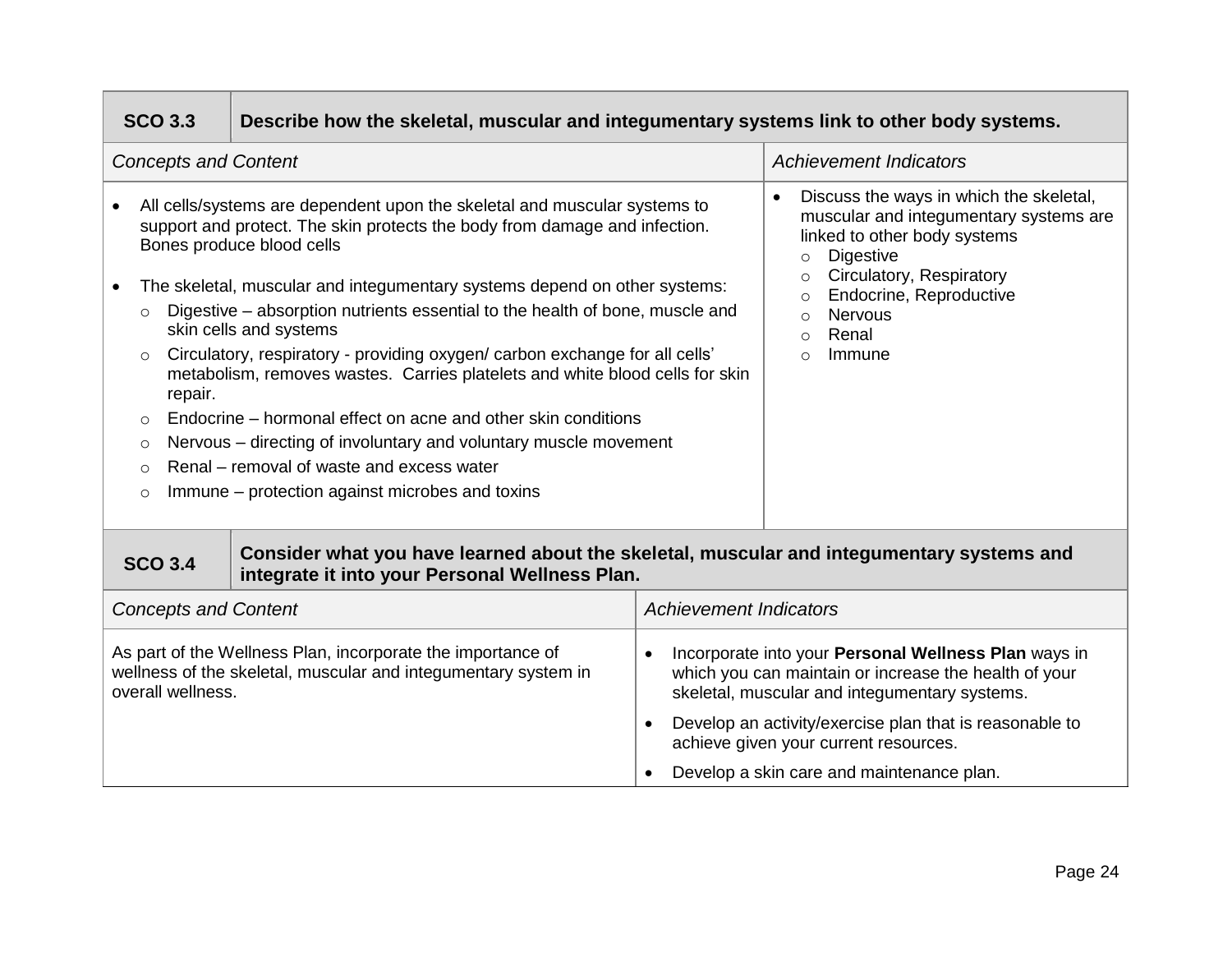| SCO 3.3 | Describe how the skeletal, muscular and integumentary systems link to other body systems. |
|---|---|
| *Concepts and Content* | *Achievement Indicators* |
| • All cells/systems are dependent upon the skeletal and muscular systems to support and protect. The skin protects the body from damage and infection. Bones produce blood cells<br><br>• The skeletal, muscular and integumentary systems depend on other systems:<br>&nbsp;&nbsp;○ Digestive – absorption nutrients essential to the health of bone, muscle and skin cells and systems<br>&nbsp;&nbsp;○ Circulatory, respiratory - providing oxygen/ carbon exchange for all cells' metabolism, removes wastes. Carries platelets and white blood cells for skin repair.<br>&nbsp;&nbsp;○ Endocrine – hormonal effect on acne and other skin conditions<br>&nbsp;&nbsp;○ Nervous – directing of involuntary and voluntary muscle movement<br>&nbsp;&nbsp;○ Renal – removal of waste and excess water<br>&nbsp;&nbsp;○ Immune – protection against microbes and toxins | • Discuss the ways in which the skeletal, muscular and integumentary systems are linked to other body systems<br>&nbsp;&nbsp;○ Digestive<br>&nbsp;&nbsp;○ Circulatory, Respiratory<br>&nbsp;&nbsp;○ Endocrine, Reproductive<br>&nbsp;&nbsp;○ Nervous<br>&nbsp;&nbsp;○ Renal<br>&nbsp;&nbsp;○ Immune |

| SCO 3.4 | Consider what you have learned about the skeletal, muscular and integumentary systems and integrate it into your Personal Wellness Plan. |
|---|---|
| *Concepts and Content* | *Achievement Indicators* |
| As part of the Wellness Plan, incorporate the importance of wellness of the skeletal, muscular and integumentary system in overall wellness. | • Incorporate into your **Personal Wellness Plan** ways in which you can maintain or increase the health of your skeletal, muscular and integumentary systems.<br><br>• Develop an activity/exercise plan that is reasonable to achieve given your current resources.<br><br>• Develop a skin care and maintenance plan. |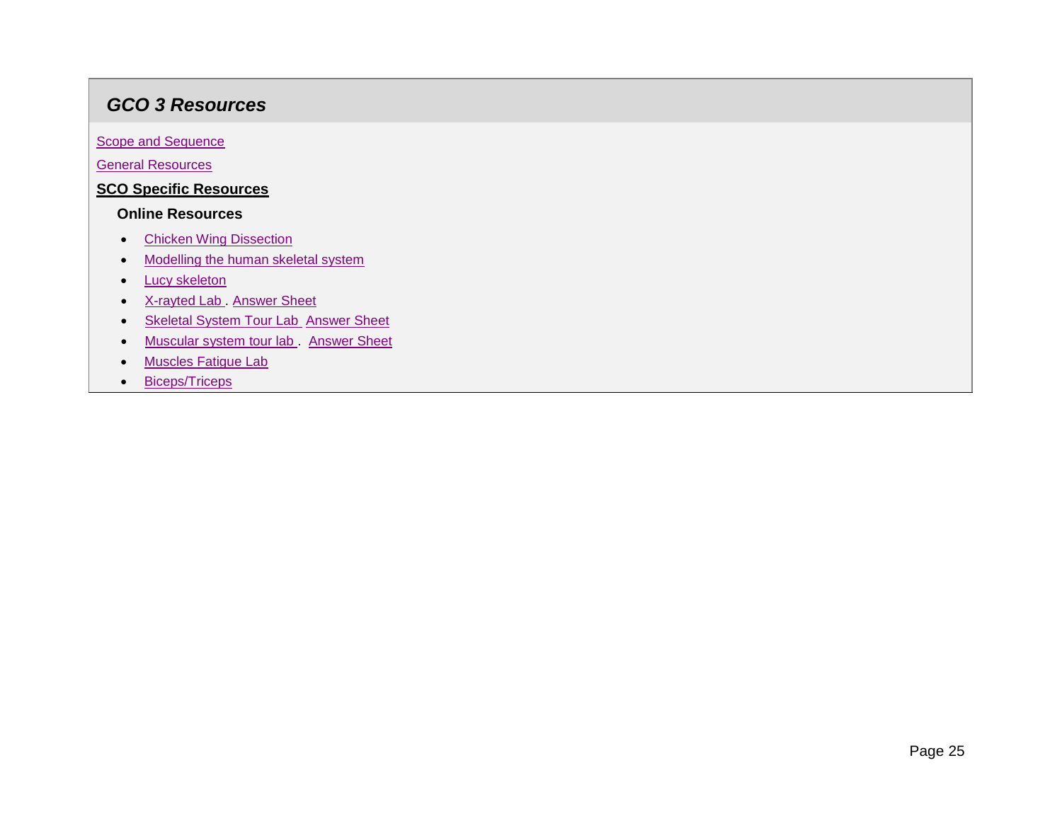## *GCO 3 Resources*

Scope and Sequence

General Resources

**SCO Specific Resources**

### Online Resources

- Chicken Wing Dissection
- Modelling the human skeletal system
- Lucy skeleton
- X-rayted Lab . Answer Sheet
- Skeletal System Tour Lab Answer Sheet
- Muscular system tour lab . Answer Sheet
- Muscles Fatigue Lab
- Biceps/Triceps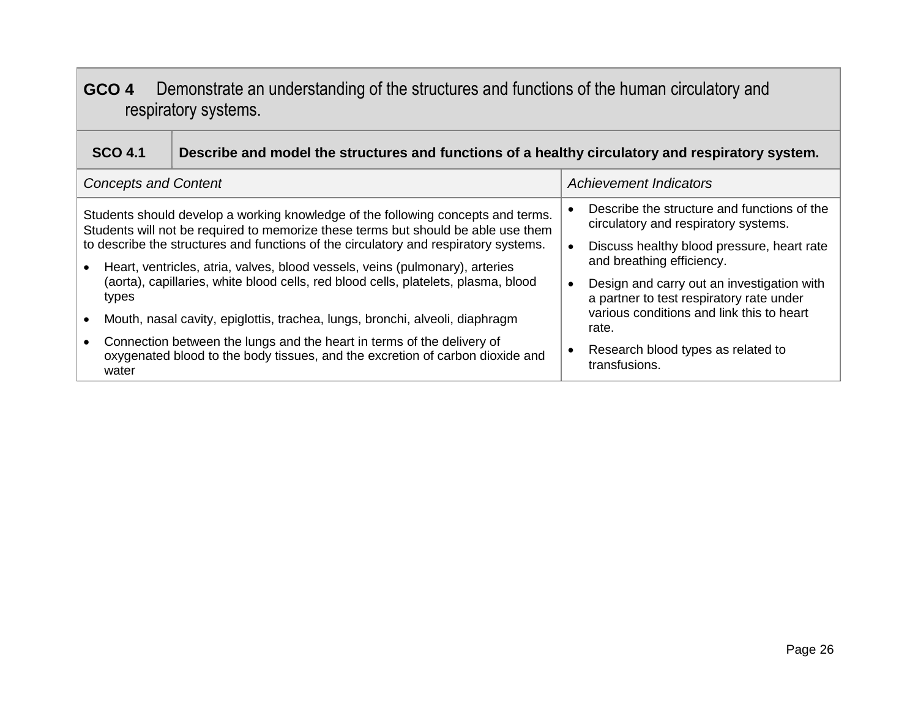| **GCO 4** Demonstrate an understanding of the structures and functions of the human circulatory and respiratory systems. | |
|---|---|
| **SCO 4.1** | **Describe and model the structures and functions of a healthy circulatory and respiratory system.** |
| *Concepts and Content* | *Achievement Indicators* |
| Students should develop a working knowledge of the following concepts and terms. Students will not be required to memorize these terms but should be able use them to describe the structures and functions of the circulatory and respiratory systems.<br>• Heart, ventricles, atria, valves, blood vessels, veins (pulmonary), arteries (aorta), capillaries, white blood cells, red blood cells, platelets, plasma, blood types<br>• Mouth, nasal cavity, epiglottis, trachea, lungs, bronchi, alveoli, diaphragm<br>• Connection between the lungs and the heart in terms of the delivery of oxygenated blood to the body tissues, and the excretion of carbon dioxide and water | • Describe the structure and functions of the circulatory and respiratory systems.<br>• Discuss healthy blood pressure, heart rate and breathing efficiency.<br>• Design and carry out an investigation with a partner to test respiratory rate under various conditions and link this to heart rate.<br>• Research blood types as related to transfusions. |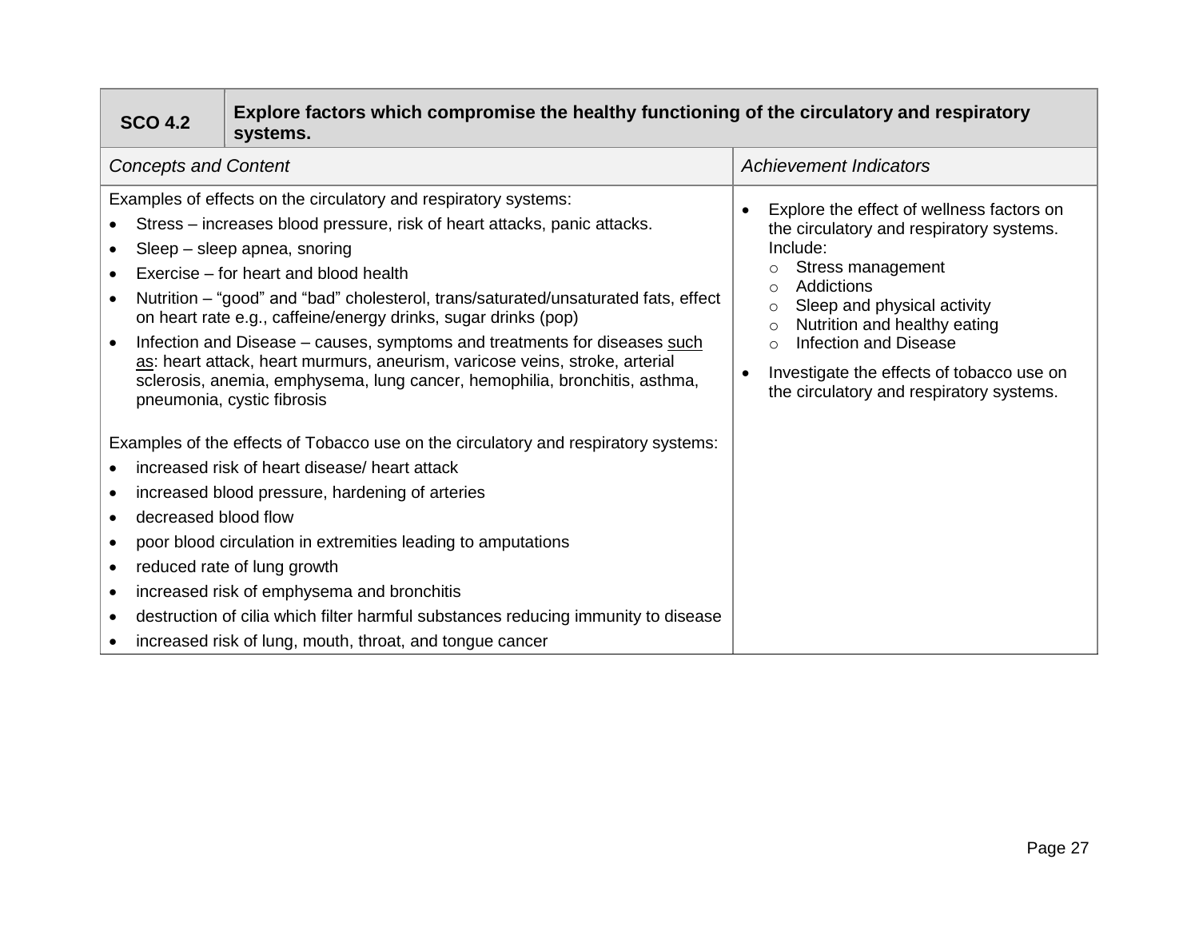| **SCO 4.2** | **Explore factors which compromise the healthy functioning of the circulatory and respiratory systems.** |
| --- | --- |
| *Concepts and Content* | *Achievement Indicators* |
| Examples of effects on the circulatory and respiratory systems:<br>• Stress – increases blood pressure, risk of heart attacks, panic attacks.<br>• Sleep – sleep apnea, snoring<br>• Exercise – for heart and blood health<br>• Nutrition – “good” and “bad” cholesterol, trans/saturated/unsaturated fats, effect on heart rate e.g., caffeine/energy drinks, sugar drinks (pop)<br>• Infection and Disease – causes, symptoms and treatments for diseases <u>such as</u>: heart attack, heart murmurs, aneurism, varicose veins, stroke, arterial sclerosis, anemia, emphysema, lung cancer, hemophilia, bronchitis, asthma, pneumonia, cystic fibrosis<br><br>Examples of the effects of Tobacco use on the circulatory and respiratory systems:<br>• increased risk of heart disease/ heart attack<br>• increased blood pressure, hardening of arteries<br>• decreased blood flow<br>• poor blood circulation in extremities leading to amputations<br>• reduced rate of lung growth<br>• increased risk of emphysema and bronchitis<br>• destruction of cilia which filter harmful substances reducing immunity to disease<br>• increased risk of lung, mouth, throat, and tongue cancer | • Explore the effect of wellness factors on the circulatory and respiratory systems. Include:<br>  ○ Stress management<br>  ○ Addictions<br>  ○ Sleep and physical activity<br>  ○ Nutrition and healthy eating<br>  ○ Infection and Disease<br>• Investigate the effects of tobacco use on the circulatory and respiratory systems. |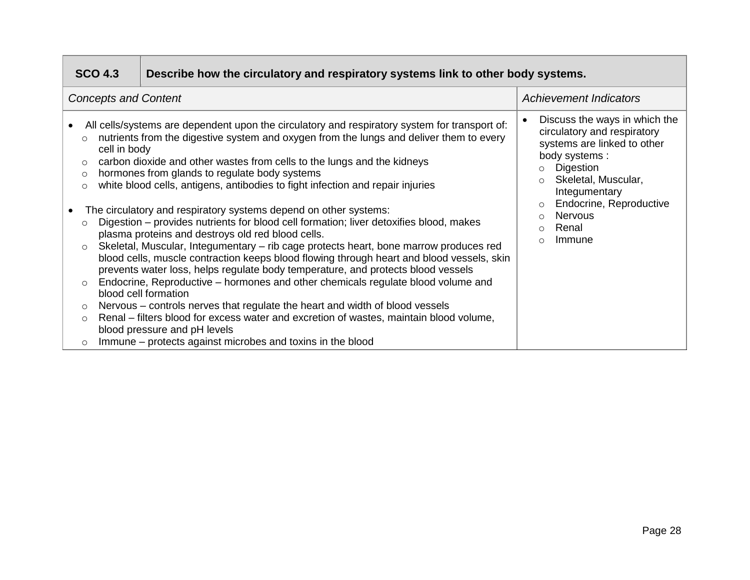| SCO 4.3 | Describe how the circulatory and respiratory systems link to other body systems. |
|---|---|
| *Concepts and Content* | *Achievement Indicators* |
| • All cells/systems are dependent upon the circulatory and respiratory system for transport of:<br>○ nutrients from the digestive system and oxygen from the lungs and deliver them to every cell in body<br>○ carbon dioxide and other wastes from cells to the lungs and the kidneys<br>○ hormones from glands to regulate body systems<br>○ white blood cells, antigens, antibodies to fight infection and repair injuries<br><br>• The circulatory and respiratory systems depend on other systems:<br>○ Digestion – provides nutrients for blood cell formation; liver detoxifies blood, makes plasma proteins and destroys old red blood cells.<br>○ Skeletal, Muscular, Integumentary – rib cage protects heart, bone marrow produces red blood cells, muscle contraction keeps blood flowing through heart and blood vessels, skin prevents water loss, helps regulate body temperature, and protects blood vessels<br>○ Endocrine, Reproductive – hormones and other chemicals regulate blood volume and blood cell formation<br>○ Nervous – controls nerves that regulate the heart and width of blood vessels<br>○ Renal – filters blood for excess water and excretion of wastes, maintain blood volume, blood pressure and pH levels<br>○ Immune – protects against microbes and toxins in the blood | • Discuss the ways in which the circulatory and respiratory systems are linked to other body systems :<br>○ Digestion<br>○ Skeletal, Muscular, Integumentary<br>○ Endocrine, Reproductive<br>○ Nervous<br>○ Renal<br>○ Immune |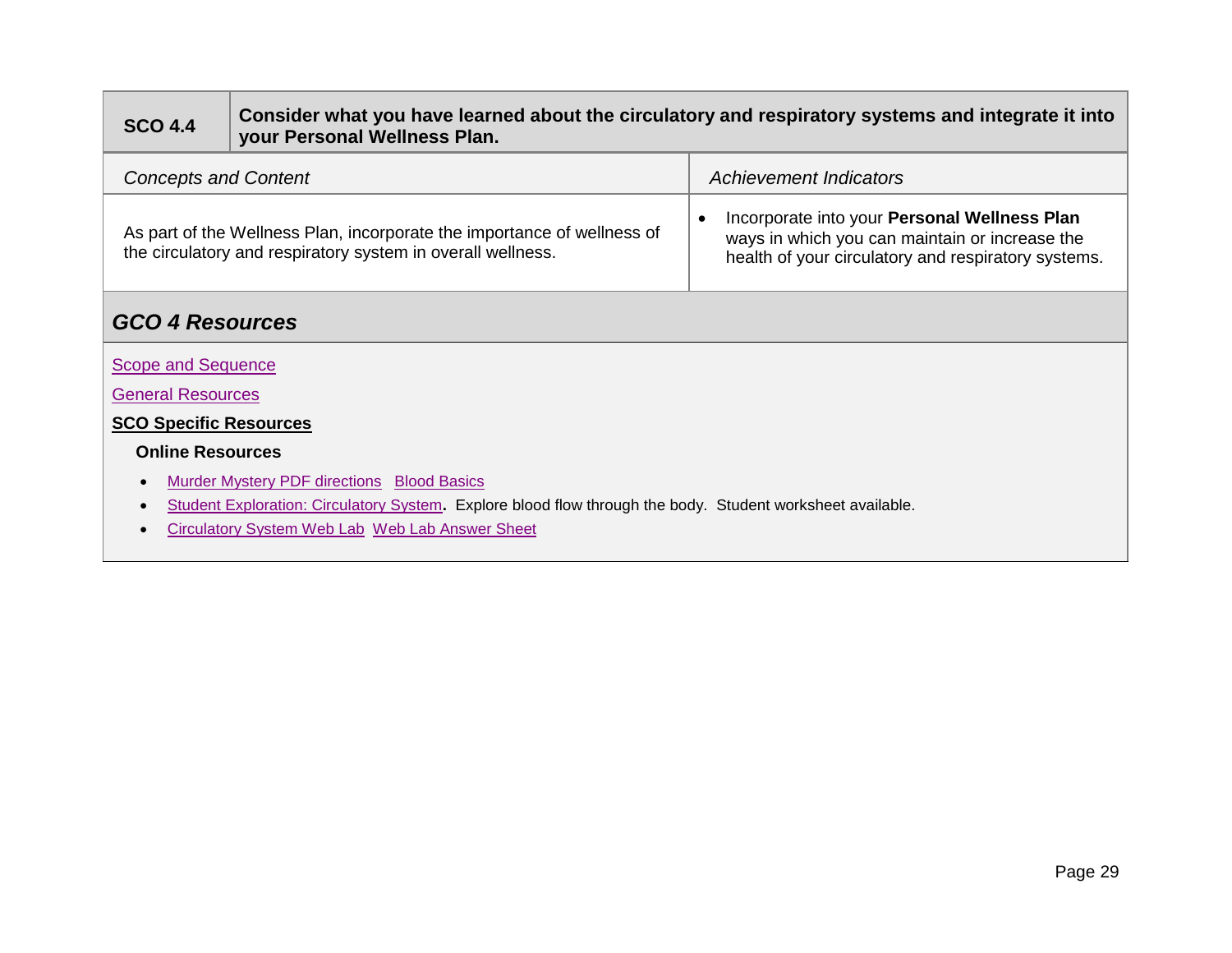| SCO 4.4 | Consider what you have learned about the circulatory and respiratory systems and integrate it into your Personal Wellness Plan. |
| --- | --- |

| *Concepts and Content* | *Achievement Indicators* |
| --- | --- |
| As part of the Wellness Plan, incorporate the importance of wellness of the circulatory and respiratory system in overall wellness. | • Incorporate into your **Personal Wellness Plan** ways in which you can maintain or increase the health of your circulatory and respiratory systems. |

## *GCO 4 Resources*

Scope and Sequence

General Resources

**SCO Specific Resources**

**Online Resources**

- Murder Mystery PDF directions   Blood Basics
- Student Exploration: Circulatory System**.** Explore blood flow through the body. Student worksheet available.
- Circulatory System Web Lab  Web Lab Answer Sheet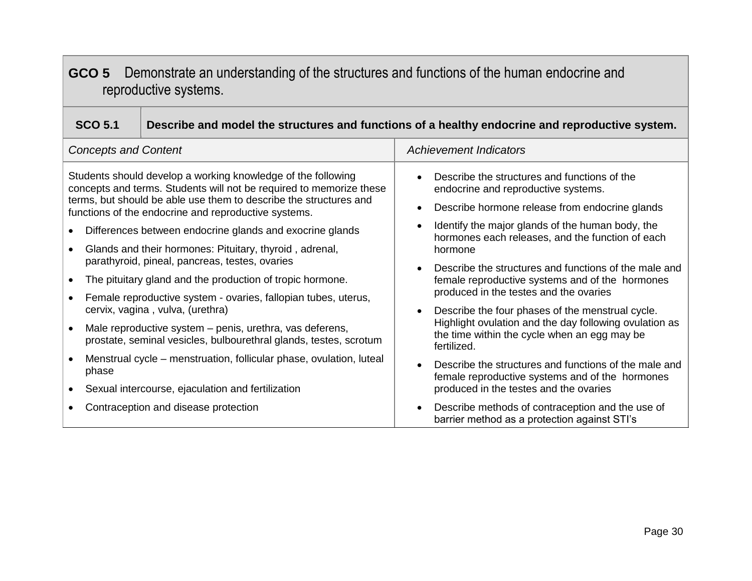## GCO 5 Demonstrate an understanding of the structures and functions of the human endocrine and reproductive systems.

| SCO 5.1 | Describe and model the structures and functions of a healthy endocrine and reproductive system. |
|---|---|

| *Concepts and Content* | *Achievement Indicators* |
|---|---|
| Students should develop a working knowledge of the following concepts and terms. Students will not be required to memorize these terms, but should be able use them to describe the structures and functions of the endocrine and reproductive systems.<br>• Differences between endocrine glands and exocrine glands<br>• Glands and their hormones: Pituitary, thyroid , adrenal, parathyroid, pineal, pancreas, testes, ovaries<br>• The pituitary gland and the production of tropic hormone.<br>• Female reproductive system - ovaries, fallopian tubes, uterus, cervix, vagina , vulva, (urethra)<br>• Male reproductive system – penis, urethra, vas deferens, prostate, seminal vesicles, bulbourethral glands, testes, scrotum<br>• Menstrual cycle – menstruation, follicular phase, ovulation, luteal phase<br>• Sexual intercourse, ejaculation and fertilization<br>• Contraception and disease protection | • Describe the structures and functions of the endocrine and reproductive systems.<br>• Describe hormone release from endocrine glands<br>• Identify the major glands of the human body, the hormones each releases, and the function of each hormone<br>• Describe the structures and functions of the male and female reproductive systems and of the hormones produced in the testes and the ovaries<br>• Describe the four phases of the menstrual cycle. Highlight ovulation and the day following ovulation as the time within the cycle when an egg may be fertilized.<br>• Describe the structures and functions of the male and female reproductive systems and of the hormones produced in the testes and the ovaries<br>• Describe methods of contraception and the use of barrier method as a protection against STI's |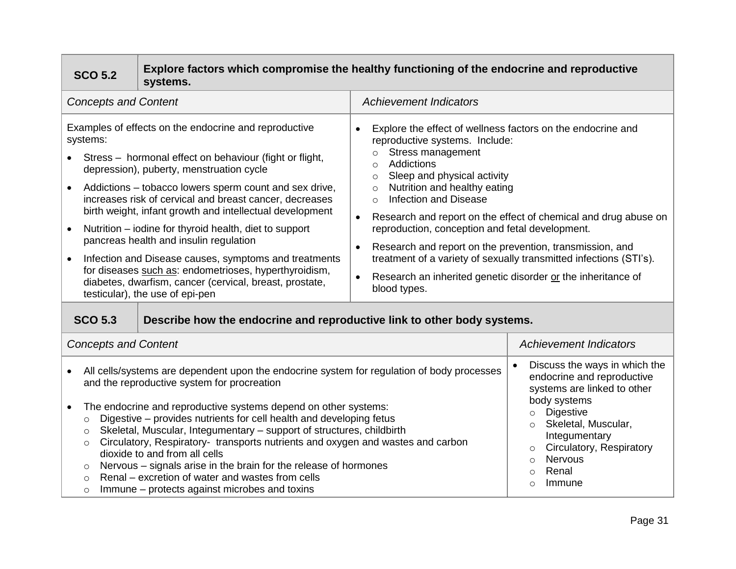| SCO 5.2 | Explore factors which compromise the healthy functioning of the endocrine and reproductive systems. |
|---|---|
| *Concepts and Content* | *Achievement Indicators* |
| Examples of effects on the endocrine and reproductive systems:<br>• Stress – hormonal effect on behaviour (fight or flight, depression), puberty, menstruation cycle<br>• Addictions – tobacco lowers sperm count and sex drive, increases risk of cervical and breast cancer, decreases birth weight, infant growth and intellectual development<br>• Nutrition – iodine for thyroid health, diet to support pancreas health and insulin regulation<br>• Infection and Disease causes, symptoms and treatments for diseases <u>such as</u>: endometrioses, hyperthyroidism, diabetes, dwarfism, cancer (cervical, breast, prostate, testicular), the use of epi-pen | • Explore the effect of wellness factors on the endocrine and reproductive systems. Include:<br>  ○ Stress management<br>  ○ Addictions<br>  ○ Sleep and physical activity<br>  ○ Nutrition and healthy eating<br>  ○ Infection and Disease<br>• Research and report on the effect of chemical and drug abuse on reproduction, conception and fetal development.<br>• Research and report on the prevention, transmission, and treatment of a variety of sexually transmitted infections (STI's).<br>• Research an inherited genetic disorder <u>or</u> the inheritance of blood types. |

| SCO 5.3 | Describe how the endocrine and reproductive link to other body systems. |
|---|---|
| *Concepts and Content* | *Achievement Indicators* |
| • All cells/systems are dependent upon the endocrine system for regulation of body processes and the reproductive system for procreation<br>• The endocrine and reproductive systems depend on other systems:<br>  ○ Digestive – provides nutrients for cell health and developing fetus<br>  ○ Skeletal, Muscular, Integumentary – support of structures, childbirth<br>  ○ Circulatory, Respiratory- transports nutrients and oxygen and wastes and carbon dioxide to and from all cells<br>  ○ Nervous – signals arise in the brain for the release of hormones<br>  ○ Renal – excretion of water and wastes from cells<br>  ○ Immune – protects against microbes and toxins | • Discuss the ways in which the endocrine and reproductive systems are linked to other body systems<br>  ○ Digestive<br>  ○ Skeletal, Muscular, Integumentary<br>  ○ Circulatory, Respiratory<br>  ○ Nervous<br>  ○ Renal<br>  ○ Immune |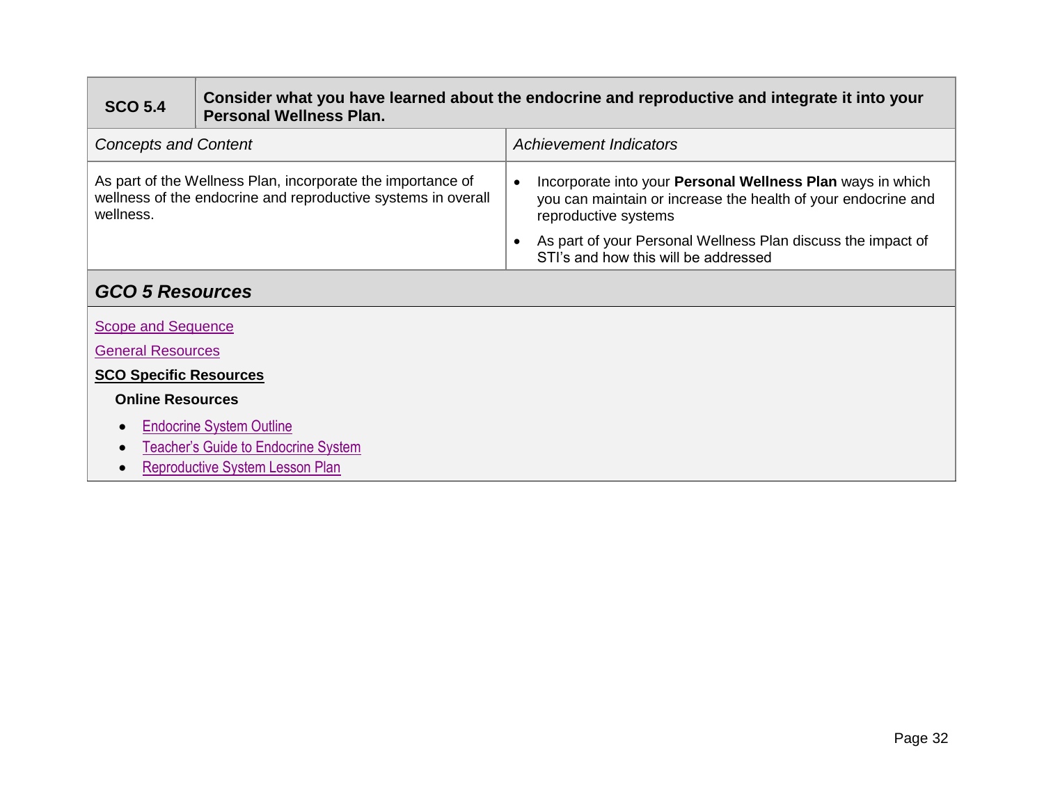| SCO 5.4 | Consider what you have learned about the endocrine and reproductive and integrate it into your Personal Wellness Plan. |
|---|---|
| *Concepts and Content* | *Achievement Indicators* |
| As part of the Wellness Plan, incorporate the importance of wellness of the endocrine and reproductive systems in overall wellness. | • Incorporate into your **Personal Wellness Plan** ways in which you can maintain or increase the health of your endocrine and reproductive systems<br>• As part of your Personal Wellness Plan discuss the impact of STI's and how this will be addressed |

## *GCO 5 Resources*

Scope and Sequence

General Resources

**SCO Specific Resources**

**Online Resources**

- Endocrine System Outline
- Teacher's Guide to Endocrine System
- Reproductive System Lesson Plan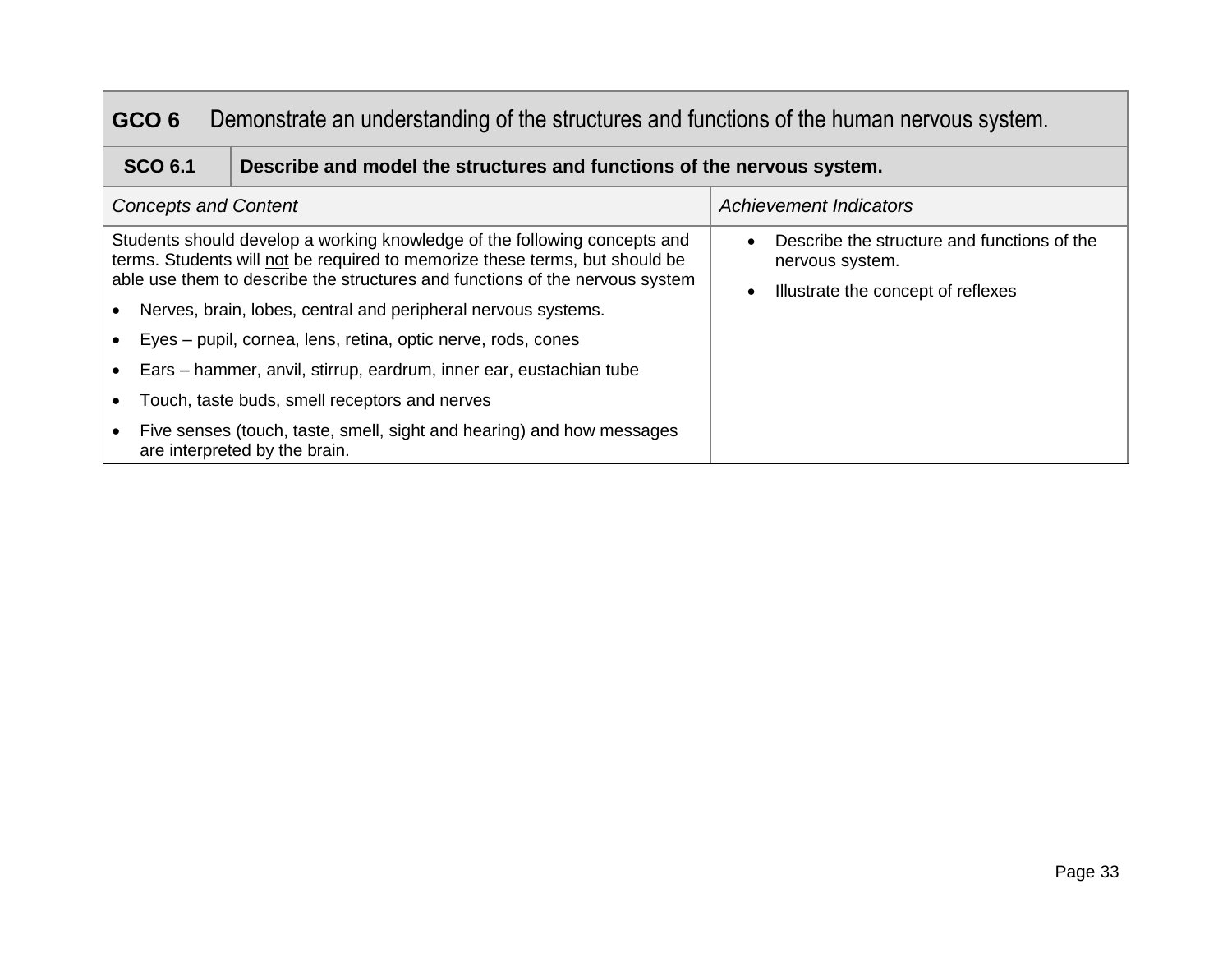| **GCO 6** Demonstrate an understanding of the structures and functions of the human nervous system. | |
|---|---|
| **SCO 6.1** | **Describe and model the structures and functions of the nervous system.** |
| *Concepts and Content* | *Achievement Indicators* |
| Students should develop a working knowledge of the following concepts and terms. Students will not be required to memorize these terms, but should be able use them to describe the structures and functions of the nervous system<br>• Nerves, brain, lobes, central and peripheral nervous systems.<br>• Eyes – pupil, cornea, lens, retina, optic nerve, rods, cones<br>• Ears – hammer, anvil, stirrup, eardrum, inner ear, eustachian tube<br>• Touch, taste buds, smell receptors and nerves<br>• Five senses (touch, taste, smell, sight and hearing) and how messages are interpreted by the brain. | • Describe the structure and functions of the nervous system.<br>• Illustrate the concept of reflexes |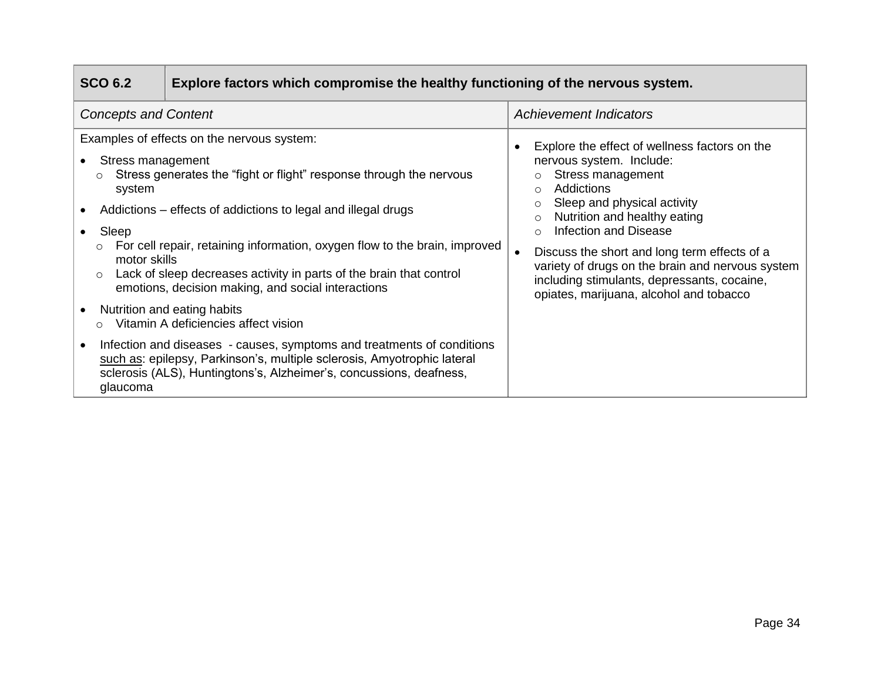| SCO 6.2 | Explore factors which compromise the healthy functioning of the nervous system. |
|---|---|
| *Concepts and Content* | *Achievement Indicators* |
| Examples of effects on the nervous system:<br>• Stress management<br>  ○ Stress generates the “fight or flight” response through the nervous system<br>• Addictions – effects of addictions to legal and illegal drugs<br>• Sleep<br>  ○ For cell repair, retaining information, oxygen flow to the brain, improved motor skills<br>  ○ Lack of sleep decreases activity in parts of the brain that control emotions, decision making, and social interactions<br>• Nutrition and eating habits<br>  ○ Vitamin A deficiencies affect vision<br>• Infection and diseases - causes, symptoms and treatments of conditions <u>such as</u>: epilepsy, Parkinson’s, multiple sclerosis, Amyotrophic lateral sclerosis (ALS), Huntingtons’s, Alzheimer’s, concussions, deafness, glaucoma | • Explore the effect of wellness factors on the nervous system. Include:<br>  ○ Stress management<br>  ○ Addictions<br>  ○ Sleep and physical activity<br>  ○ Nutrition and healthy eating<br>  ○ Infection and Disease<br>• Discuss the short and long term effects of a variety of drugs on the brain and nervous system including stimulants, depressants, cocaine, opiates, marijuana, alcohol and tobacco |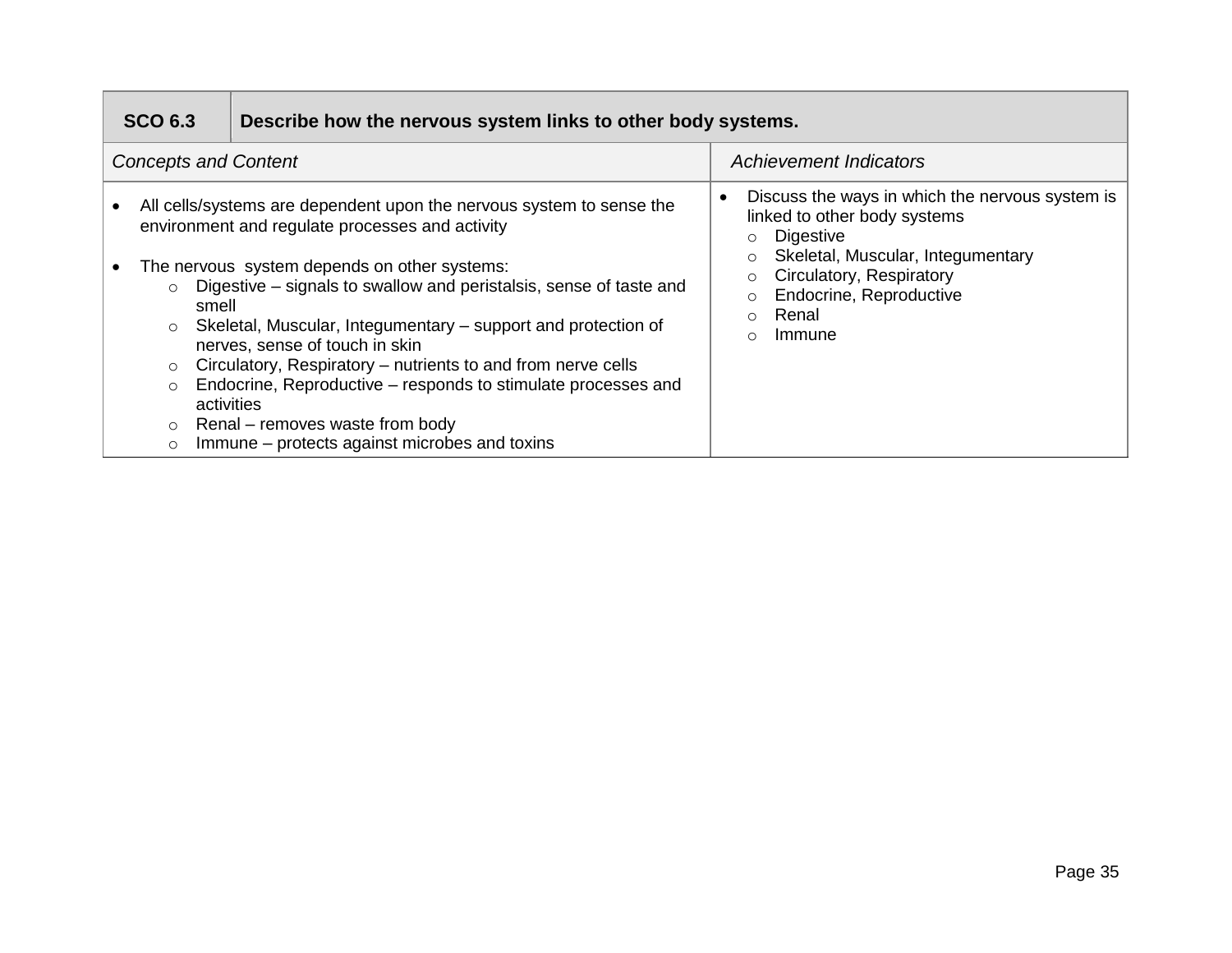| SCO 6.3 | Describe how the nervous system links to other body systems. |
|---|---|
| *Concepts and Content* | *Achievement Indicators* |
| • All cells/systems are dependent upon the nervous system to sense the environment and regulate processes and activity<br><br>• The nervous system depends on other systems:<br>&nbsp;&nbsp;○ Digestive – signals to swallow and peristalsis, sense of taste and smell<br>&nbsp;&nbsp;○ Skeletal, Muscular, Integumentary – support and protection of nerves, sense of touch in skin<br>&nbsp;&nbsp;○ Circulatory, Respiratory – nutrients to and from nerve cells<br>&nbsp;&nbsp;○ Endocrine, Reproductive – responds to stimulate processes and activities<br>&nbsp;&nbsp;○ Renal – removes waste from body<br>&nbsp;&nbsp;○ Immune – protects against microbes and toxins | • Discuss the ways in which the nervous system is linked to other body systems<br>&nbsp;&nbsp;○ Digestive<br>&nbsp;&nbsp;○ Skeletal, Muscular, Integumentary<br>&nbsp;&nbsp;○ Circulatory, Respiratory<br>&nbsp;&nbsp;○ Endocrine, Reproductive<br>&nbsp;&nbsp;○ Renal<br>&nbsp;&nbsp;○ Immune |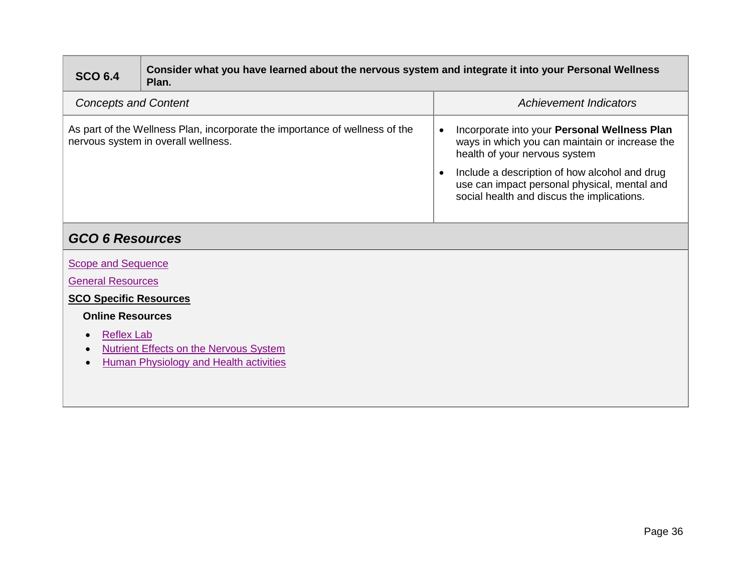| **SCO 6.4** | **Consider what you have learned about the nervous system and integrate it into your Personal Wellness Plan.** |
|---|---|
| *Concepts and Content* | *Achievement Indicators* |
| As part of the Wellness Plan, incorporate the importance of wellness of the nervous system in overall wellness. | • Incorporate into your **Personal Wellness Plan** ways in which you can maintain or increase the health of your nervous system<br>• Include a description of how alcohol and drug use can impact personal physical, mental and social health and discus the implications. |

## *GCO 6 Resources*

Scope and Sequence

General Resources

**SCO Specific Resources**

**Online Resources**

- Reflex Lab
- Nutrient Effects on the Nervous System
- Human Physiology and Health activities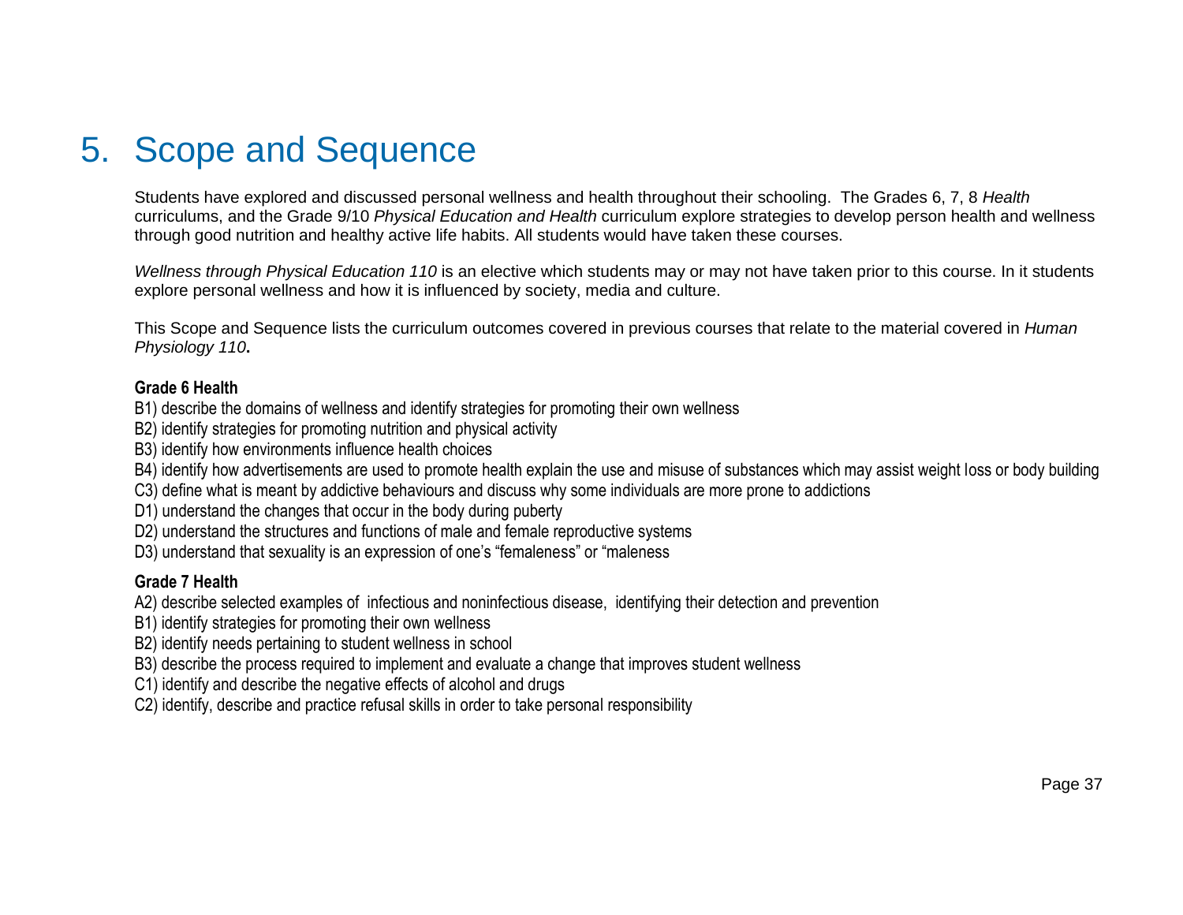# 5. Scope and Sequence

Students have explored and discussed personal wellness and health throughout their schooling. The Grades 6, 7, 8 *Health* curriculums, and the Grade 9/10 *Physical Education and Health* curriculum explore strategies to develop person health and wellness through good nutrition and healthy active life habits. All students would have taken these courses.

*Wellness through Physical Education 110* is an elective which students may or may not have taken prior to this course. In it students explore personal wellness and how it is influenced by society, media and culture.

This Scope and Sequence lists the curriculum outcomes covered in previous courses that relate to the material covered in *Human Physiology 110***.**

**Grade 6 Health**

B1) describe the domains of wellness and identify strategies for promoting their own wellness
B2) identify strategies for promoting nutrition and physical activity
B3) identify how environments influence health choices
B4) identify how advertisements are used to promote health explain the use and misuse of substances which may assist weight loss or body building
C3) define what is meant by addictive behaviours and discuss why some individuals are more prone to addictions
D1) understand the changes that occur in the body during puberty
D2) understand the structures and functions of male and female reproductive systems
D3) understand that sexuality is an expression of one's "femaleness" or "maleness

**Grade 7 Health**

A2) describe selected examples of infectious and noninfectious disease, identifying their detection and prevention
B1) identify strategies for promoting their own wellness
B2) identify needs pertaining to student wellness in school
B3) describe the process required to implement and evaluate a change that improves student wellness
C1) identify and describe the negative effects of alcohol and drugs
C2) identify, describe and practice refusal skills in order to take personal responsibility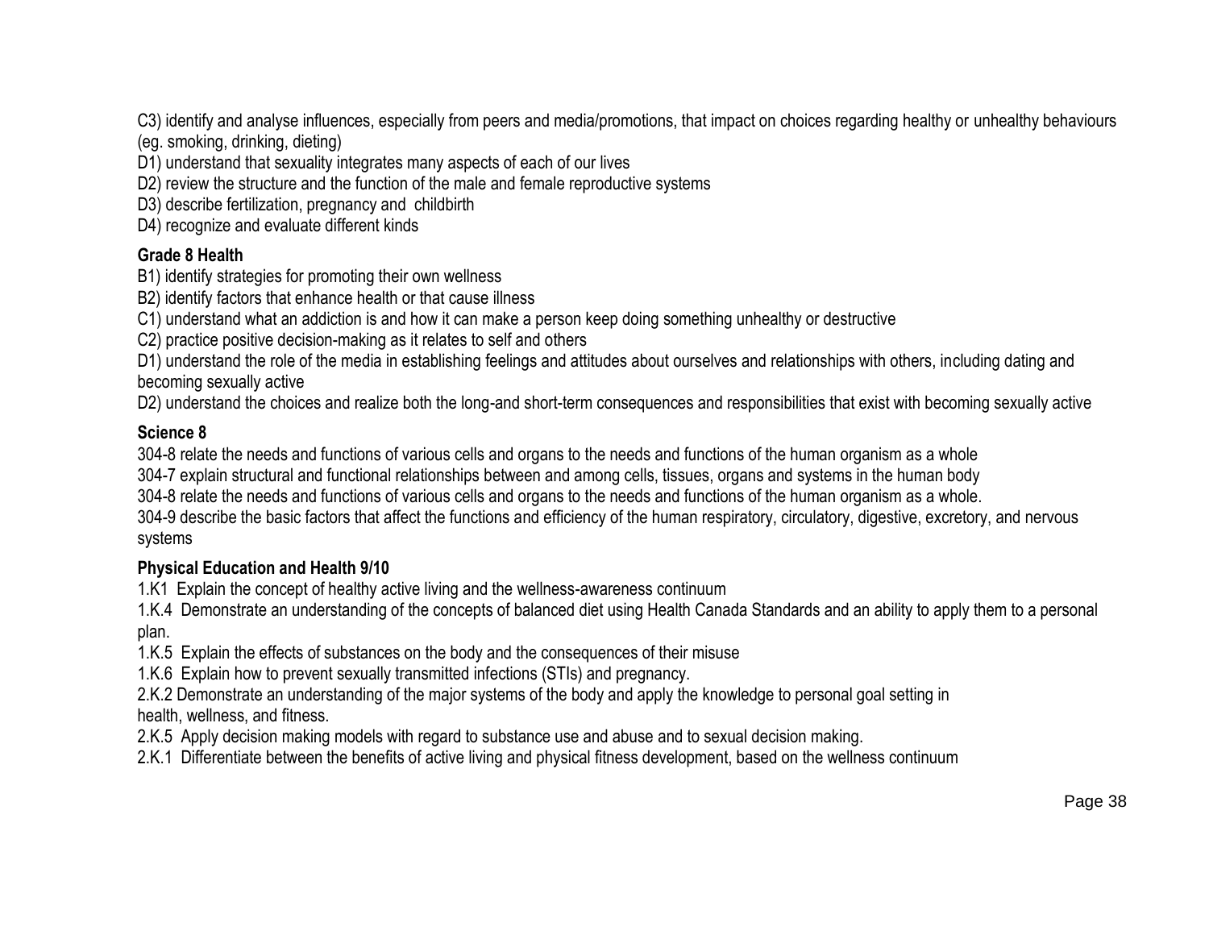C3) identify and analyse influences, especially from peers and media/promotions, that impact on choices regarding healthy or unhealthy behaviours (eg. smoking, drinking, dieting)

D1) understand that sexuality integrates many aspects of each of our lives

D2) review the structure and the function of the male and female reproductive systems

D3) describe fertilization, pregnancy and childbirth

D4) recognize and evaluate different kinds

**Grade 8 Health**

B1) identify strategies for promoting their own wellness

B2) identify factors that enhance health or that cause illness

C1) understand what an addiction is and how it can make a person keep doing something unhealthy or destructive

C2) practice positive decision-making as it relates to self and others

D1) understand the role of the media in establishing feelings and attitudes about ourselves and relationships with others, including dating and becoming sexually active

D2) understand the choices and realize both the long-and short-term consequences and responsibilities that exist with becoming sexually active

**Science 8**

304-8 relate the needs and functions of various cells and organs to the needs and functions of the human organism as a whole

304-7 explain structural and functional relationships between and among cells, tissues, organs and systems in the human body

304-8 relate the needs and functions of various cells and organs to the needs and functions of the human organism as a whole.

304-9 describe the basic factors that affect the functions and efficiency of the human respiratory, circulatory, digestive, excretory, and nervous systems

**Physical Education and Health 9/10**

1.K1 Explain the concept of healthy active living and the wellness-awareness continuum

1.K.4 Demonstrate an understanding of the concepts of balanced diet using Health Canada Standards and an ability to apply them to a personal plan.

1.K.5 Explain the effects of substances on the body and the consequences of their misuse

1.K.6 Explain how to prevent sexually transmitted infections (STIs) and pregnancy.

2.K.2 Demonstrate an understanding of the major systems of the body and apply the knowledge to personal goal setting in health, wellness, and fitness.

2.K.5 Apply decision making models with regard to substance use and abuse and to sexual decision making.

2.K.1 Differentiate between the benefits of active living and physical fitness development, based on the wellness continuum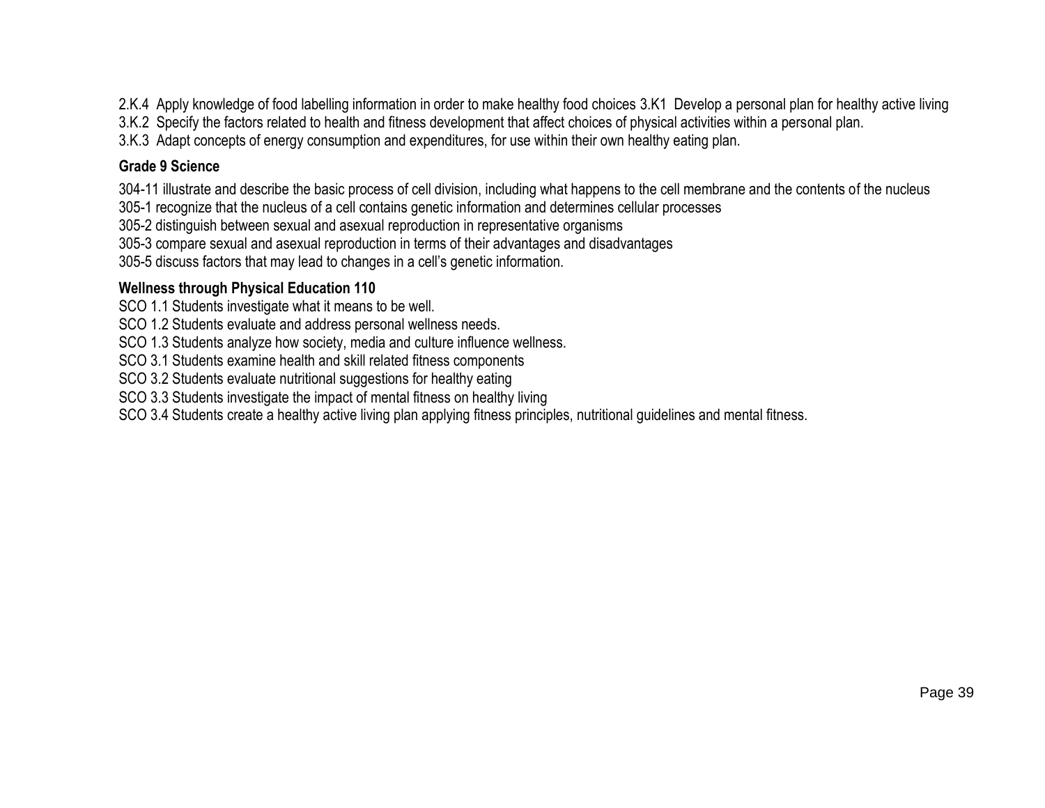2.K.4 Apply knowledge of food labelling information in order to make healthy food choices 3.K1 Develop a personal plan for healthy active living
3.K.2 Specify the factors related to health and fitness development that affect choices of physical activities within a personal plan.
3.K.3 Adapt concepts of energy consumption and expenditures, for use within their own healthy eating plan.

**Grade 9 Science**

304-11 illustrate and describe the basic process of cell division, including what happens to the cell membrane and the contents of the nucleus
305-1 recognize that the nucleus of a cell contains genetic information and determines cellular processes
305-2 distinguish between sexual and asexual reproduction in representative organisms
305-3 compare sexual and asexual reproduction in terms of their advantages and disadvantages
305-5 discuss factors that may lead to changes in a cell's genetic information.

**Wellness through Physical Education 110**

SCO 1.1 Students investigate what it means to be well.
SCO 1.2 Students evaluate and address personal wellness needs.
SCO 1.3 Students analyze how society, media and culture influence wellness.
SCO 3.1 Students examine health and skill related fitness components
SCO 3.2 Students evaluate nutritional suggestions for healthy eating
SCO 3.3 Students investigate the impact of mental fitness on healthy living
SCO 3.4 Students create a healthy active living plan applying fitness principles, nutritional guidelines and mental fitness.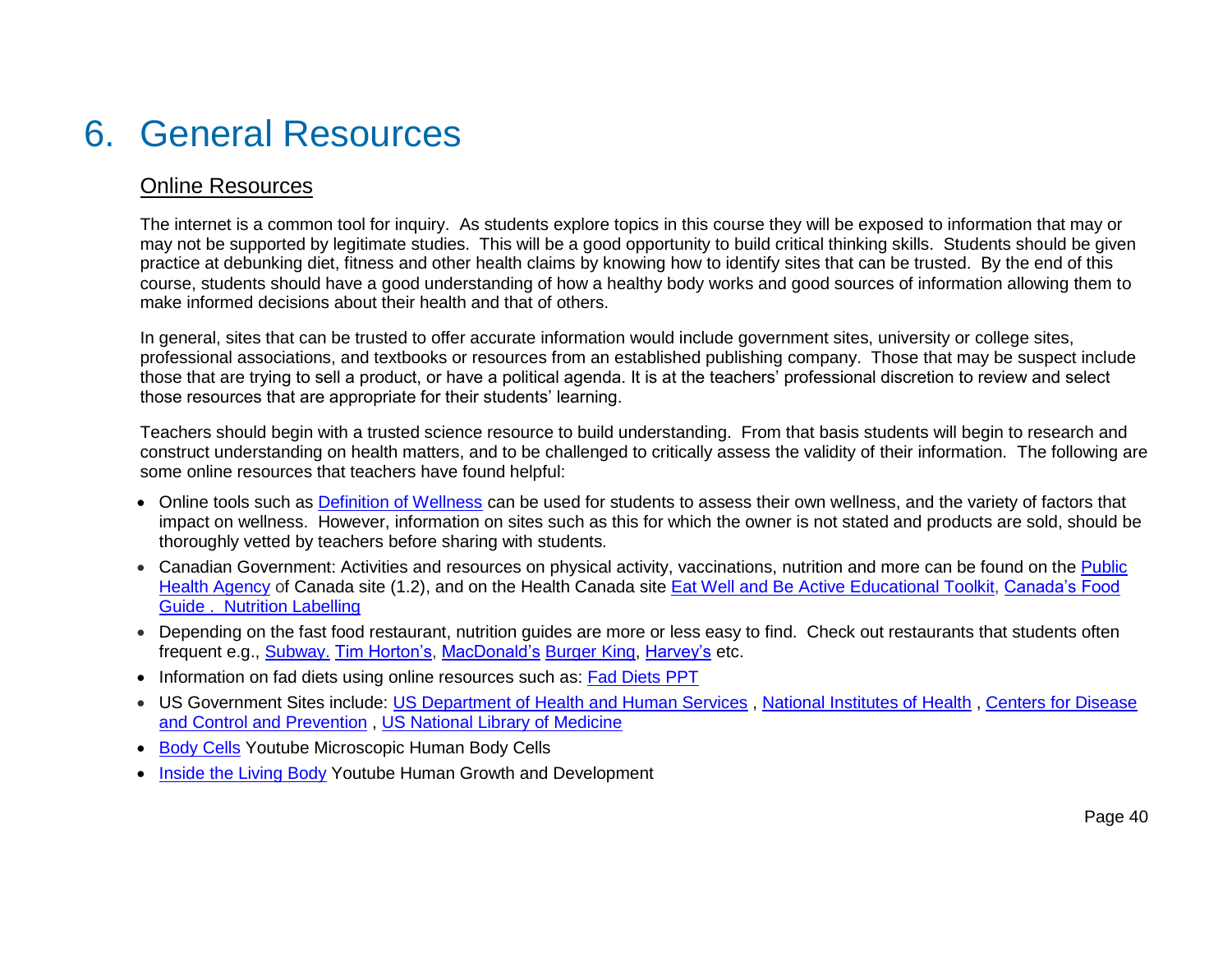# 6. General Resources

## Online Resources

The internet is a common tool for inquiry. As students explore topics in this course they will be exposed to information that may or may not be supported by legitimate studies. This will be a good opportunity to build critical thinking skills. Students should be given practice at debunking diet, fitness and other health claims by knowing how to identify sites that can be trusted. By the end of this course, students should have a good understanding of how a healthy body works and good sources of information allowing them to make informed decisions about their health and that of others.

In general, sites that can be trusted to offer accurate information would include government sites, university or college sites, professional associations, and textbooks or resources from an established publishing company. Those that may be suspect include those that are trying to sell a product, or have a political agenda. It is at the teachers' professional discretion to review and select those resources that are appropriate for their students' learning.

Teachers should begin with a trusted science resource to build understanding. From that basis students will begin to research and construct understanding on health matters, and to be challenged to critically assess the validity of their information. The following are some online resources that teachers have found helpful:

- Online tools such as Definition of Wellness can be used for students to assess their own wellness, and the variety of factors that impact on wellness. However, information on sites such as this for which the owner is not stated and products are sold, should be thoroughly vetted by teachers before sharing with students.
- Canadian Government: Activities and resources on physical activity, vaccinations, nutrition and more can be found on the Public Health Agency of Canada site (1.2), and on the Health Canada site Eat Well and Be Active Educational Toolkit, Canada's Food Guide . Nutrition Labelling
- Depending on the fast food restaurant, nutrition guides are more or less easy to find. Check out restaurants that students often frequent e.g., Subway. Tim Horton's, MacDonald's Burger King, Harvey's etc.
- Information on fad diets using online resources such as: Fad Diets PPT
- US Government Sites include: US Department of Health and Human Services , National Institutes of Health , Centers for Disease and Control and Prevention , US National Library of Medicine
- Body Cells Youtube Microscopic Human Body Cells
- Inside the Living Body Youtube Human Growth and Development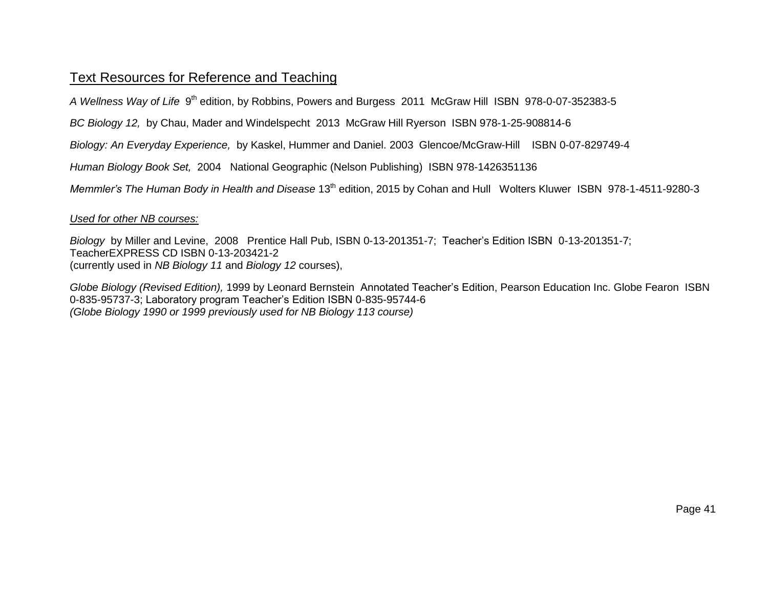## Text Resources for Reference and Teaching

*A Wellness Way of Life* 9th edition, by Robbins, Powers and Burgess 2011 McGraw Hill ISBN 978-0-07-352383-5

*BC Biology 12,* by Chau, Mader and Windelspecht 2013 McGraw Hill Ryerson ISBN 978-1-25-908814-6

*Biology: An Everyday Experience,* by Kaskel, Hummer and Daniel. 2003 Glencoe/McGraw-Hill ISBN 0-07-829749-4

*Human Biology Book Set,* 2004 National Geographic (Nelson Publishing) ISBN 978-1426351136

*Memmler's The Human Body in Health and Disease* 13th edition, 2015 by Cohan and Hull Wolters Kluwer ISBN 978-1-4511-9280-3

*Used for other NB courses:*

*Biology* by Miller and Levine, 2008 Prentice Hall Pub, ISBN 0-13-201351-7; Teacher's Edition ISBN 0-13-201351-7; TeacherEXPRESS CD ISBN 0-13-203421-2
(currently used in *NB Biology 11* and *Biology 12* courses),

*Globe Biology (Revised Edition),* 1999 by Leonard Bernstein Annotated Teacher's Edition, Pearson Education Inc. Globe Fearon ISBN 0-835-95737-3; Laboratory program Teacher's Edition ISBN 0-835-95744-6
*(Globe Biology 1990 or 1999 previously used for NB Biology 113 course)*